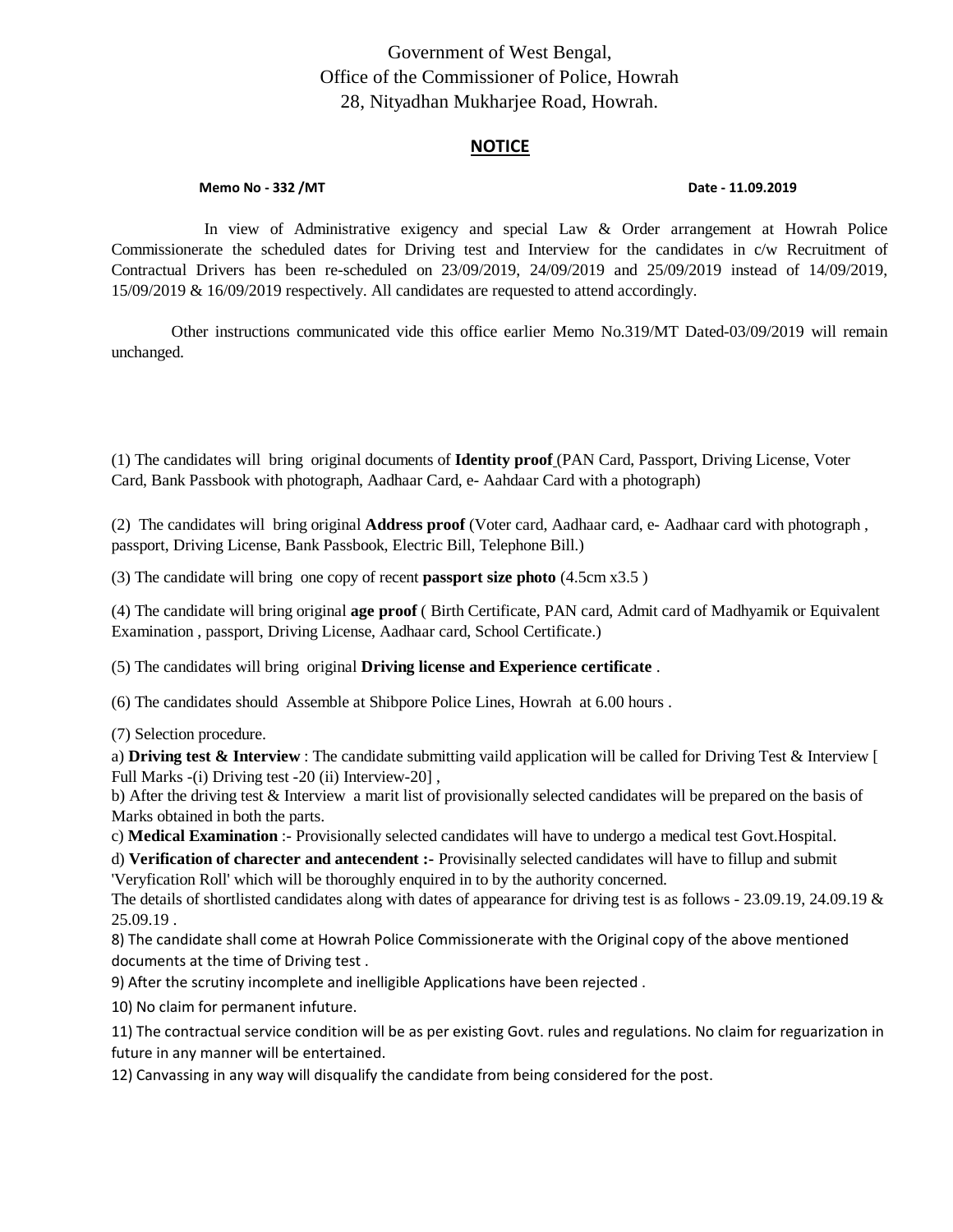Government of West Bengal,
Office of the Commissioner of Police, Howrah
28, Nityadhan Mukharjee Road, Howrah.

## NOTICE

**Memo No - 332 /MT** **Date - 11.09.2019**

In view of Administrative exigency and special Law & Order arrangement at Howrah Police Commissionerate the scheduled dates for Driving test and Interview for the candidates in c/w Recruitment of Contractual Drivers has been re-scheduled on 23/09/2019, 24/09/2019 and 25/09/2019 instead of 14/09/2019, 15/09/2019 & 16/09/2019 respectively. All candidates are requested to attend accordingly.

Other instructions communicated vide this office earlier Memo No.319/MT Dated-03/09/2019 will remain unchanged.

(1) The candidates will bring original documents of **Identity proof** (PAN Card, Passport, Driving License, Voter Card, Bank Passbook with photograph, Aadhaar Card, e- Aahdaar Card with a photograph)

(2) The candidates will bring original **Address proof** (Voter card, Aadhaar card, e- Aadhaar card with photograph , passport, Driving License, Bank Passbook, Electric Bill, Telephone Bill.)

(3) The candidate will bring one copy of recent **passport size photo** (4.5cm x3.5 )

(4) The candidate will bring original **age proof** ( Birth Certificate, PAN card, Admit card of Madhyamik or Equivalent Examination , passport, Driving License, Aadhaar card, School Certificate.)

(5) The candidates will bring original **Driving license and Experience certificate** .

(6) The candidates should Assemble at Shibpore Police Lines, Howrah at 6.00 hours .

(7) Selection procedure.

a) **Driving test & Interview** : The candidate submitting vaild application will be called for Driving Test & Interview [ Full Marks -(i) Driving test -20 (ii) Interview-20] ,

b) After the driving test & Interview a marit list of provisionally selected candidates will be prepared on the basis of Marks obtained in both the parts.

c) **Medical Examination** :- Provisionally selected candidates will have to undergo a medical test Govt.Hospital.

d) **Verification of charecter and antecendent :-** Provisinally selected candidates will have to fillup and submit 'Veryfication Roll' which will be thoroughly enquired in to by the authority concerned.

The details of shortlisted candidates along with dates of appearance for driving test is as follows - 23.09.19, 24.09.19 & 25.09.19 .

8) The candidate shall come at Howrah Police Commissionerate with the Original copy of the above mentioned documents at the time of Driving test .

9) After the scrutiny incomplete and inelligible Applications have been rejected .

10) No claim for permanent infuture.

11) The contractual service condition will be as per existing Govt. rules and regulations. No claim for reguarization in future in any manner will be entertained.

12) Canvassing in any way will disqualify the candidate from being considered for the post.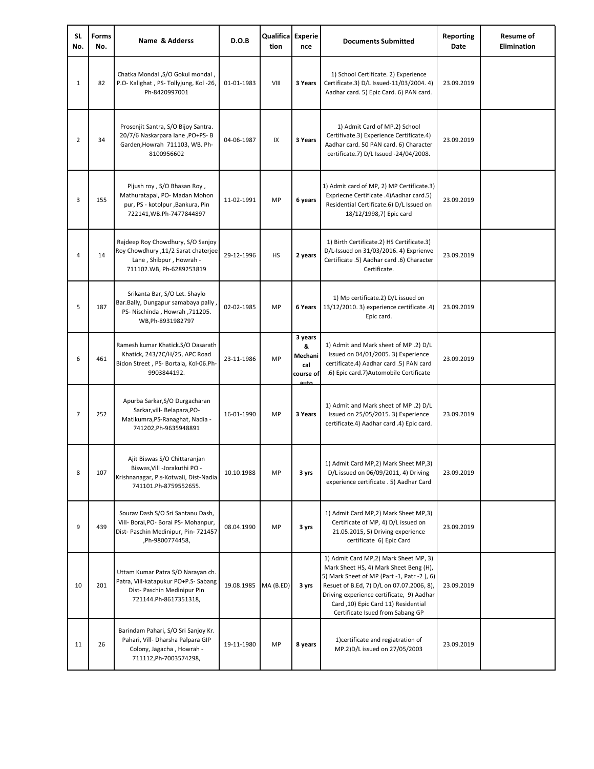| SL No. | Forms No. | Name & Adderss | D.O.B | Qualification | Experience | Documents Submitted | Reporting Date | Resume of Elimination |
|---|---|---|---|---|---|---|---|---|
| 1 | 82 | Chatka Mondal ,S/O Gokul mondal , P.O- Kalighat , PS- Tollyjung, Kol -26, Ph-8420997001 | 01-01-1983 | VIII | **3 Years** | 1) School Certificate. 2) Experience Certificate.3) D/L Issued-11/03/2004. 4) Aadhar card. 5) Epic Card. 6) PAN card. | 23.09.2019 | |
| 2 | 34 | Prosenjit Santra, S/O Bijoy Santra. 20/7/6 Naskarpara lane ,PO+PS- B Garden,Howrah 711103, WB. Ph-8100956602 | 04-06-1987 | IX | **3 Years** | 1) Admit Card of MP.2) School Certifivate.3) Experience Certificate.4) Aadhar card. 50 PAN card. 6) Character certificate.7) D/L Issued -24/04/2008. | 23.09.2019 | |
| 3 | 155 | Pijush roy , S/O Bhasan Roy , Mathuratapal, PO- Madan Mohon pur, PS - kotolpur ,Bankura, Pin 722141,WB.Ph-7477844897 | 11-02-1991 | MP | **6 years** | 1) Admit card of MP, 2) MP Certificate.3) Expriecne Certificate .4)Aadhar card.5) Residential Certificate.6) D/L Issued on 18/12/1998,7) Epic card | 23.09.2019 | |
| 4 | 14 | Rajdeep Roy Chowdhury, S/O Sanjoy Roy Chowdhury ,11/2 Sarat chaterjee Lane , Shibpur , Howrah - 711102.WB, Ph-6289253819 | 29-12-1996 | HS | **2 years** | 1) Birth Certificate.2) HS Certificate.3) D/L-Issued on 31/03/2016. 4) Exprienve Certificate .5) Aadhar card .6) Character Certificate. | 23.09.2019 | |
| 5 | 187 | Srikanta Bar, S/O Let. Shaylo Bar.Bally, Dungapur samabaya pally , PS- Nischinda , Howrah ,711205. WB,Ph-8931982797 | 02-02-1985 | MP | **6 Years** | 1) Mp certificate.2) D/L issued on 13/12/2010. 3) experience certificate .4) Epic card. | 23.09.2019 | |
| 6 | 461 | Ramesh kumar Khatick.S/O Dasarath Khatick, 243/2C/H/25, APC Road Bidon Street , PS- Bortala, Kol-06.Ph-9903844192. | 23-11-1986 | MP | **3 years & Mechanical course of auto** | 1) Admit and Mark sheet of MP .2) D/L Issued on 04/01/2005. 3) Experience certificate.4) Aadhar card .5) PAN card .6) Epic card.7)Automobile Certificate | 23.09.2019 | |
| 7 | 252 | Apurba Sarkar,S/O Durgacharan Sarkar,vill- Belapara,PO-Matikumra,PS-Ranaghat, Nadia - 741202,Ph-9635948891 | 16-01-1990 | MP | **3 Years** | 1) Admit and Mark sheet of MP .2) D/L Issued on 25/05/2015. 3) Experience certificate.4) Aadhar card .4) Epic card. | 23.09.2019 | |
| 8 | 107 | Ajit Biswas S/O Chittaranjan Biswas,Vill -Jorakuthi PO - Krishnanagar, P.s-Kotwali, Dist-Nadia 741101.Ph-8759552655. | 10.10.1988 | MP | **3 yrs** | 1) Admit Card MP,2) Mark Sheet MP,3) D/L issued on 06/09/2011, 4) Driving experience certificate . 5) Aadhar Card | 23.09.2019 | |
| 9 | 439 | Sourav Dash S/O Sri Santanu Dash, Vill- Borai,PO- Borai PS- Mohanpur, Dist- Paschin Medinipur, Pin- 721457 ,Ph-9800774458, | 08.04.1990 | MP | **3 yrs** | 1) Admit Card MP,2) Mark Sheet MP,3) Certificate of MP, 4) D/L issued on 21.05.2015, 5) Driving experience certificate 6) Epic Card | 23.09.2019 | |
| 10 | 201 | Uttam Kumar Patra S/O Narayan ch. Patra, Vill-katapukur PO+P.S- Sabang Dist- Paschin Medinipur Pin 721144.Ph-8617351318, | 19.08.1985 | MA (B.ED) | **3 yrs** | 1) Admit Card MP,2) Mark Sheet MP, 3) Mark Sheet HS, 4) Mark Sheet Beng (H), 5) Mark Sheet of MP (Part -1, Patr -2 ), 6) Resuet of B.Ed, 7) D/L on 07.07.2006, 8), Driving experience certificate, 9) Aadhar Card ,10) Epic Card 11) Residential Certificate Isued from Sabang GP | 23.09.2019 | |
| 11 | 26 | Barindam Pahari, S/O Sri Sanjoy Kr. Pahari, Vill- Dharsha Palpara GIP Colony, Jagacha , Howrah - 711112,Ph-7003574298, | 19-11-1980 | MP | **8 years** | 1)certificate and regiatration of MP.2)D/L issued on 27/05/2003 | 23.09.2019 | |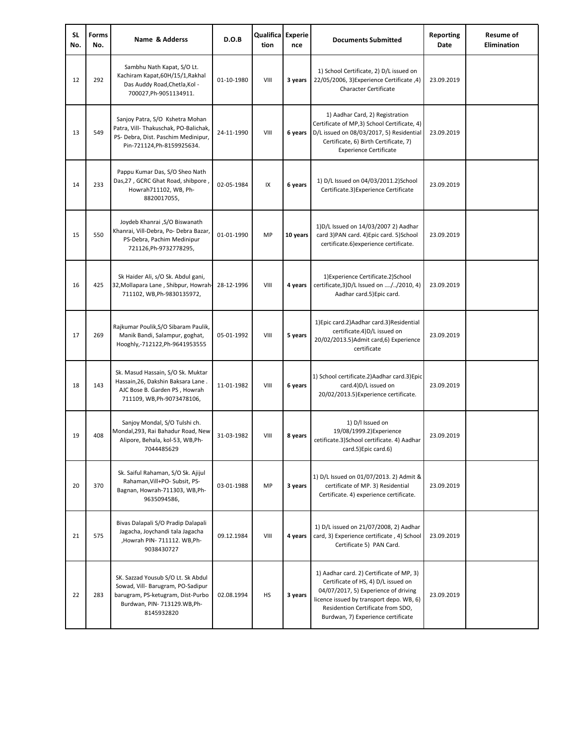| SL No. | Forms No. | Name & Adderss | D.O.B | Qualification | Experience | Documents Submitted | Reporting Date | Resume of Elimination |
|---|---|---|---|---|---|---|---|---|
| 12 | 292 | Sambhu Nath Kapat, S/O Lt. Kachiram Kapat,60H/15/1,Rakhal Das Auddy Road,Chetla,Kol - 700027,Ph-9051134911. | 01-10-1980 | VIII | **3 years** | 1) School Certificate, 2) D/L issued on 22/05/2006, 3)Experience Certificate ,4) Character Certificate | 23.09.2019 | |
| 13 | 549 | Sanjoy Patra, S/O Kshetra Mohan Patra, Vill- Thakuschak, PO-Balichak, PS- Debra, Dist. Paschim Medinipur, Pin-721124,Ph-8159925634. | 24-11-1990 | VIII | **6 years** | 1) Aadhar Card, 2) Registration Certificate of MP,3) School Certificate, 4) D/L issued on 08/03/2017, 5) Residential Certificate, 6) Birth Certificate, 7) Experience Certificate | 23.09.2019 | |
| 14 | 233 | Pappu Kumar Das, S/O Sheo Nath Das,27 , GCRC Ghat Road, shibpore , Howrah711102, WB, Ph-8820017055, | 02-05-1984 | IX | **6 years** | 1) D/L Issued on 04/03/2011.2)School Certificate.3)Experience Certificate | 23.09.2019 | |
| 15 | 550 | Joydeb Khanrai ,S/O Biswanath Khanrai, Vill-Debra, Po- Debra Bazar, PS-Debra, Pachim Medinipur 721126,Ph-9732778295, | 01-01-1990 | MP | **10 years** | 1)D/L Issued on 14/03/2007 2) Aadhar card 3)PAN card. 4)Epic card. 5)School certificate.6)experience certificate. | 23.09.2019 | |
| 16 | 425 | Sk Haider Ali, s/O Sk. Abdul gani, 32,Mollapara Lane , Shibpur, Howrah-711102, WB,Ph-9830135972, | 28-12-1996 | VIII | **4 years** | 1)Experience Certificate.2)School certificate,3)D/L Issued on …./../2010, 4) Aadhar card.5)Epic card. | 23.09.2019 | |
| 17 | 269 | Rajkumar Poulik,S/O Sibaram Paulik, Manik Bandi, Salampur, goghat, Hooghly,-712122,Ph-9641953555 | 05-01-1992 | VIII | **5 years** | 1)Epic card.2)Aadhar card.3)Residential certificate.4)D/L issued on 20/02/2013.5)Admit card,6) Experience certificate | 23.09.2019 | |
| 18 | 143 | Sk. Masud Hassain, S/O Sk. Muktar Hassain,26, Dakshin Baksara Lane . AJC Bose B. Garden PS , Howrah 711109, WB,Ph-9073478106, | 11-01-1982 | VIII | **6 years** | 1) School certificate.2)Aadhar card.3)Epic card.4)D/L issued on 20/02/2013.5)Experience certificate. | 23.09.2019 | |
| 19 | 408 | Sanjoy Mondal, S/O Tulshi ch. Mondal,293, Rai Bahadur Road, New Alipore, Behala, kol-53, WB,Ph-7044485629 | 31-03-1982 | VIII | **8 years** | 1) D/l Issued on 19/08/1999.2)Experience cetificate.3)School certificate. 4) Aadhar card.5)Epic card.6) | 23.09.2019 | |
| 20 | 370 | Sk. Saiful Rahaman, S/O Sk. Ajijul Rahaman,Vill+PO- Subsit, PS-Bagnan, Howrah-711303, WB,Ph-9635094586, | 03-01-1988 | MP | **3 years** | 1) D/L Issued on 01/07/2013. 2) Admit & certificate of MP. 3) Residential Certificate. 4) experience certificate. | 23.09.2019 | |
| 21 | 575 | Bivas Dalapali S/O Pradip Dalapali Jagacha, Joychandi tala Jagacha ,Howrah PIN- 711112. WB,Ph-9038430727 | 09.12.1984 | VIII | **4 years** | 1) D/L issued on 21/07/2008, 2) Aadhar card, 3) Experience certificate , 4) School Certificate 5) PAN Card. | 23.09.2019 | |
| 22 | 283 | SK. Sazzad Yousub S/O Lt. Sk Abdul Sowad, Vill- Barugram, PO-Sadipur barugram, PS-ketugram, Dist-Purbo Burdwan, PIN- 713129.WB,Ph-8145932820 | 02.08.1994 | HS | **3 years** | 1) Aadhar card. 2) Certificate of MP, 3) Certificate of HS, 4) D/L issued on 04/07/2017, 5) Experience of driving licence issued by transport depo. WB, 6) Residention Certificate from SDO, Burdwan, 7) Experience certificate | 23.09.2019 | |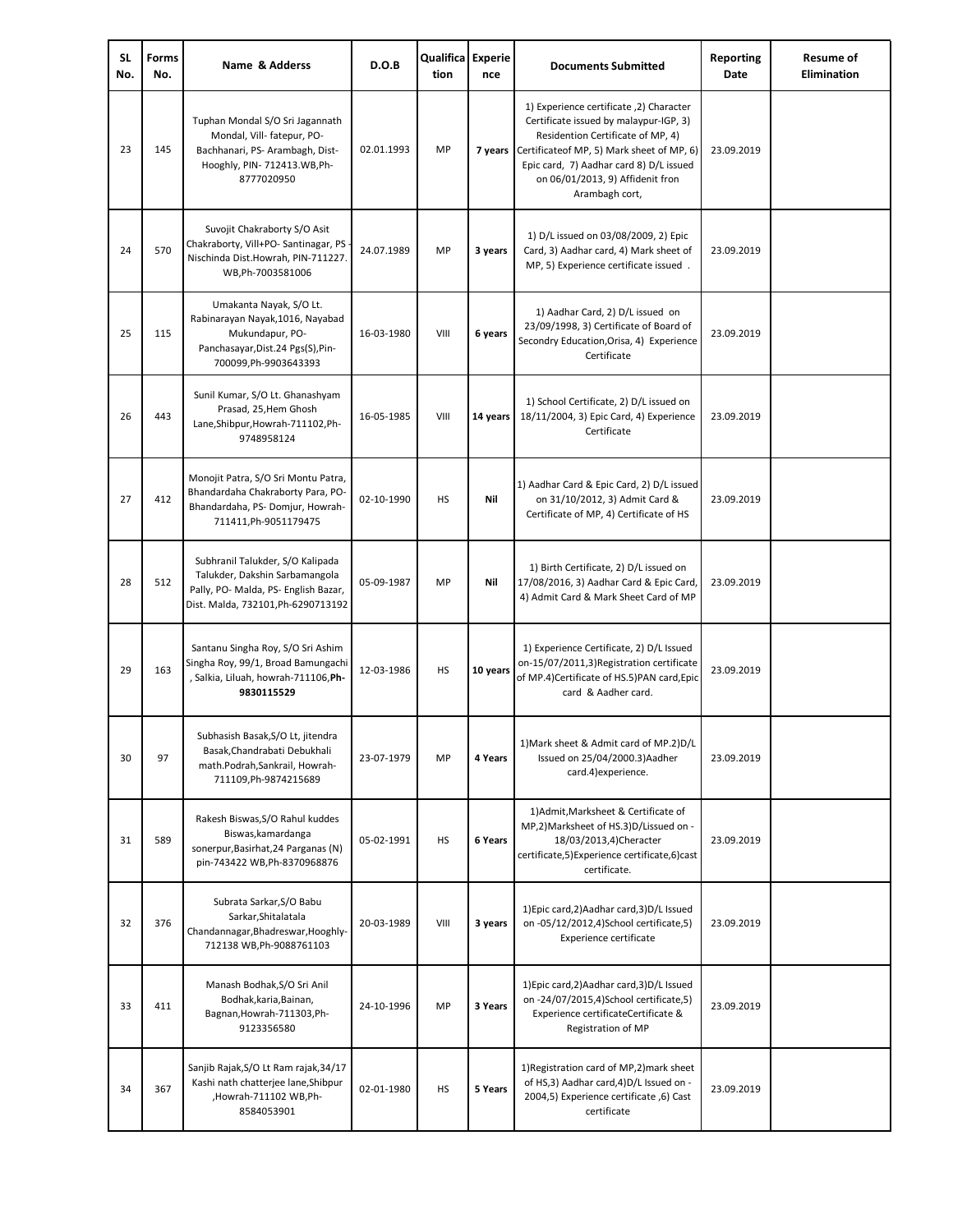| SL No. | Forms No. | Name & Adderss | D.O.B | Qualification | Experience | Documents Submitted | Reporting Date | Resume of Elimination |
|---|---|---|---|---|---|---|---|---|
| 23 | 145 | Tuphan Mondal S/O Sri Jagannath Mondal, Vill- fatepur, PO- Bachhanari, PS- Arambagh, Dist- Hooghly, PIN- 712413.WB,Ph- 8777020950 | 02.01.1993 | MP | **7 years** | 1) Experience certificate ,2) Character Certificate issued by malaypur-IGP, 3) Residention Certificate of MP, 4) Certificateof MP, 5) Mark sheet of MP, 6) Epic card, 7) Aadhar card 8) D/L issued on 06/01/2013, 9) Affidenit fron Arambagh cort, | 23.09.2019 | |
| 24 | 570 | Suvojit Chakraborty S/O Asit Chakraborty, Vill+PO- Santinagar, PS - Nischinda Dist.Howrah, PIN-711227. WB,Ph-7003581006 | 24.07.1989 | MP | **3 years** | 1) D/L issued on 03/08/2009, 2) Epic Card, 3) Aadhar card, 4) Mark sheet of MP, 5) Experience certificate issued . | 23.09.2019 | |
| 25 | 115 | Umakanta Nayak, S/O Lt. Rabinarayan Nayak,1016, Nayabad Mukundapur, PO- Panchasayar,Dist.24 Pgs(S),Pin- 700099,Ph-9903643393 | 16-03-1980 | VIII | **6 years** | 1) Aadhar Card, 2) D/L issued on 23/09/1998, 3) Certificate of Board of Secondry Education,Orisa, 4) Experience Certificate | 23.09.2019 | |
| 26 | 443 | Sunil Kumar, S/O Lt. Ghanashyam Prasad, 25,Hem Ghosh Lane,Shibpur,Howrah-711102,Ph- 9748958124 | 16-05-1985 | VIII | **14 years** | 1) School Certificate, 2) D/L issued on 18/11/2004, 3) Epic Card, 4) Experience Certificate | 23.09.2019 | |
| 27 | 412 | Monojit Patra, S/O Sri Montu Patra, Bhandardaha Chakraborty Para, PO- Bhandardaha, PS- Domjur, Howrah- 711411,Ph-9051179475 | 02-10-1990 | HS | **Nil** | 1) Aadhar Card & Epic Card, 2) D/L issued on 31/10/2012, 3) Admit Card & Certificate of MP, 4) Certificate of HS | 23.09.2019 | |
| 28 | 512 | Subhranil Talukder, S/O Kalipada Talukder, Dakshin Sarbamangola Pally, PO- Malda, PS- English Bazar, Dist. Malda, 732101,Ph-6290713192 | 05-09-1987 | MP | **Nil** | 1) Birth Certificate, 2) D/L issued on 17/08/2016, 3) Aadhar Card & Epic Card, 4) Admit Card & Mark Sheet Card of MP | 23.09.2019 | |
| 29 | 163 | Santanu Singha Roy, S/O Sri Ashim Singha Roy, 99/1, Broad Bamungachi , Salkia, Liluah, howrah-711106,**Ph- 9830115529** | 12-03-1986 | HS | **10 years** | 1) Experience Certificate, 2) D/L Issued on-15/07/2011,3)Registration certificate of MP.4)Certificate of HS.5)PAN card,Epic card & Aadher card. | 23.09.2019 | |
| 30 | 97 | Subhasish Basak,S/O Lt, jitendra Basak,Chandrabati Debukhali math.Podrah,Sankrail, Howrah- 711109,Ph-9874215689 | 23-07-1979 | MP | **4 Years** | 1)Mark sheet & Admit card of MP.2)D/L Issued on 25/04/2000.3)Aadher card.4)experience. | 23.09.2019 | |
| 31 | 589 | Rakesh Biswas,S/O Rahul kuddes Biswas,kamardanga sonerpur,Basirhat,24 Parganas (N) pin-743422 WB,Ph-8370968876 | 05-02-1991 | HS | **6 Years** | 1)Admit,Marksheet & Certificate of MP,2)Marksheet of HS.3)D/Lissued on - 18/03/2013,4)Cheracter certificate,5)Experience certificate,6)cast certificate. | 23.09.2019 | |
| 32 | 376 | Subrata Sarkar,S/O Babu Sarkar,Shitalatala Chandannagar,Bhadreswar,Hooghly- 712138 WB,Ph-9088761103 | 20-03-1989 | VIII | **3 years** | 1)Epic card,2)Aadhar card,3)D/L Issued on -05/12/2012,4)School certificate,5) Experience certificate | 23.09.2019 | |
| 33 | 411 | Manash Bodhak,S/O Sri Anil Bodhak,karia,Bainan, Bagnan,Howrah-711303,Ph- 9123356580 | 24-10-1996 | MP | **3 Years** | 1)Epic card,2)Aadhar card,3)D/L Issued on -24/07/2015,4)School certificate,5) Experience certificateCertificate & Registration of MP | 23.09.2019 | |
| 34 | 367 | Sanjib Rajak,S/O Lt Ram rajak,34/17 Kashi nath chatterjee lane,Shibpur ,Howrah-711102 WB,Ph- 8584053901 | 02-01-1980 | HS | **5 Years** | 1)Registration card of MP,2)mark sheet of HS,3) Aadhar card,4)D/L Issued on - 2004,5) Experience certificate ,6) Cast certificate | 23.09.2019 | |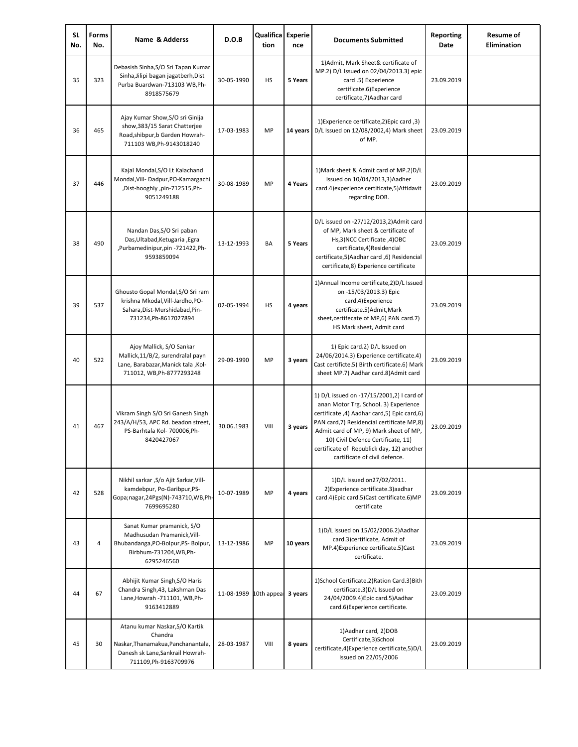| SL No. | Forms No. | Name & Adderss | D.O.B | Qualification | Experience | Documents Submitted | Reporting Date | Resume of Elimination |
|---|---|---|---|---|---|---|---|---|
| 35 | 323 | Debasish Sinha,S/O Sri Tapan Kumar Sinha,Jilipi bagan jagatberh,Dist Purba Buardwan-713103 WB,Ph-8918575679 | 30-05-1990 | HS | **5 Years** | 1)Admit, Mark Sheet& certificate of MP.2) D/L Issued on 02/04/2013.3) epic card .5) Experience certificate.6)Experience certificate,7)Aadhar card | 23.09.2019 | |
| 36 | 465 | Ajay Kumar Show,S/O sri Ginija show,383/15 Sarat Chatterjee Road,shibpur,b Garden Howrah-711103 WB,Ph-9143018240 | 17-03-1983 | MP | **14 years** | 1)Experience certificate,2)Epic card ,3) D/L Issued on 12/08/2002,4) Mark sheet of MP. | 23.09.2019 | |
| 37 | 446 | Kajal Mondal,S/O Lt Kalachand Mondal,Vill- Dadpur,PO-Kamargachi ,Dist-hooghly ,pin-712515,Ph-9051249188 | 30-08-1989 | MP | **4 Years** | 1)Mark sheet & Admit card of MP.2)D/L Issued on 10/04/2013,3)Aadher card.4)experience certificate,5)Affidavit regarding DOB. | 23.09.2019 | |
| 38 | 490 | Nandan Das,S/O Sri paban Das,Ultabad,Ketugaria ,Egra ,Purbamedinipur,pin -721422,Ph-9593859094 | 13-12-1993 | BA | **5 Years** | D/L issued on -27/12/2013,2)Admit card of MP, Mark sheet & certificate of Hs,3)NCC Certificate ,4)OBC certificate,4)Residencial certificate,5)Aadhar card ,6) Residencial certificate,8) Experience certificate | 23.09.2019 | |
| 39 | 537 | Ghousto Gopal Mondal,S/O Sri ram krishna Mkodal,Vill-Jardho,PO-Sahara,Dist-Murshidabad,Pin-731234,Ph-8617027894 | 02-05-1994 | HS | **4 years** | 1)Annual Income certificate,2)D/L Issued on -15/03/2013.3) Epic card.4)Experience certificate.5)Admit,Mark sheet,certifecate of MP,6) PAN card.7) HS Mark sheet, Admit card | 23.09.2019 | |
| 40 | 522 | Ajoy Mallick, S/O Sankar Mallick,11/B/2, surendralal payn Lane, Barabazar,Manick tala ,Kol-711012, WB,Ph-8777293248 | 29-09-1990 | MP | **3 years** | 1) Epic card.2) D/L Issued on 24/06/2014.3) Experience certificate.4) Cast certificte.5) Birth certificate.6) Mark sheet MP.7) Aadhar card.8)Admit card | 23.09.2019 | |
| 41 | 467 | Vikram Singh S/O Sri Ganesh Singh 243/A/H/53, APC Rd. beadon street, PS-Barhtala Kol- 700006,Ph-8420427067 | 30.06.1983 | VIII | **3 years** | 1) D/L issued on -17/15/2001,2) I card of anan Motor Trg. School. 3) Experience certificate ,4) Aadhar card,5) Epic card,6) PAN card,7) Residencial certificate MP,8) Admit card of MP, 9) Mark sheet of MP, 10) Civil Defence Certificate, 11) certificate of Republick day, 12) another certificate of civil defence. | 23.09.2019 | |
| 42 | 528 | Nikhil sarkar ,S/o Ajit Sarkar,Vill-kamdebpur, Po-Garibpur,PS-Gopa;nagar,24Pgs(N)-743710,WB,Ph-7699695280 | 10-07-1989 | MP | **4 years** | 1)D/L issued on27/02/2011. 2)Experience certificate.3)aadhar card.4)Epic card.5)Cast certificate.6)MP certificate | 23.09.2019 | |
| 43 | 4 | Sanat Kumar pramanick, S/O Madhusudan Pramanick,Vill-Bhubandanga,PO-Bolpur,PS- Bolpur, Birbhum-731204,WB,Ph-6295246560 | 13-12-1986 | MP | **10 years** | 1)D/L issued on 15/02/2006.2)Aadhar card.3)certificate, Admit of MP.4)Experience certificate.5)Cast certificate. | 23.09.2019 | |
| 44 | 67 | Abhijit Kumar Singh,S/O Haris Chandra Singh,43, Lakshman Das Lane,Howrah -711101, WB,Ph-9163412889 | 11-08-1989 | 10th appea | **3 years** | 1)School Certificate.2)Ration Card.3)Bith certificate.3)D/L Issued on 24/04/2009.4)Epic card.5)Aadhar card.6)Experience certificate. | 23.09.2019 | |
| 45 | 30 | Atanu kumar Naskar,S/O Kartik Chandra Naskar,Thanamakua,Panchanantala, Danesh sk Lane,Sankrail Howrah-711109,Ph-9163709976 | 28-03-1987 | VIII | **8 years** | 1)Aadhar card, 2)DOB Certificate,3)School certificate,4)Experience certificate,5)D/L Issued on 22/05/2006 | 23.09.2019 | |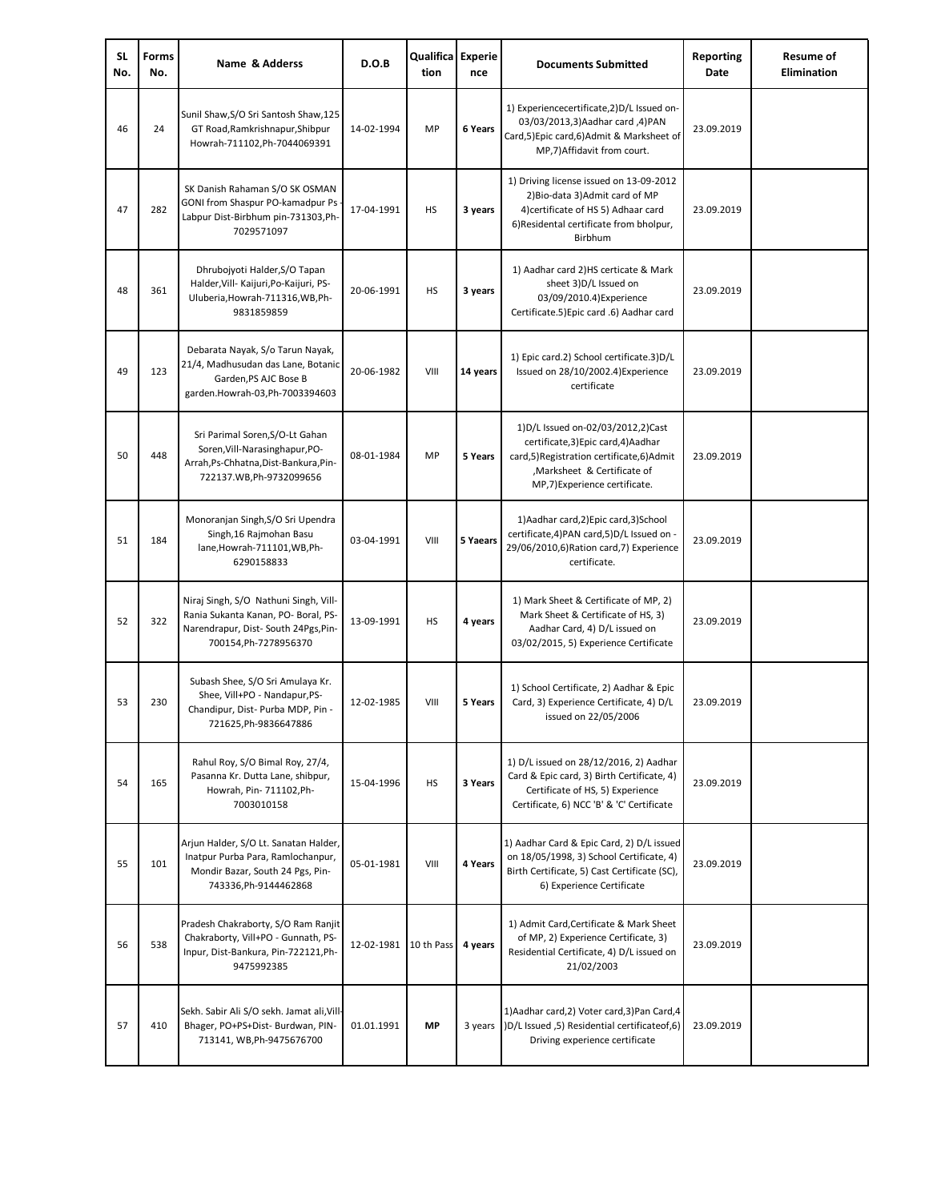| SL No. | Forms No. | Name & Adderss | D.O.B | Qualification | Experience | Documents Submitted | Reporting Date | Resume of Elimination |
|---|---|---|---|---|---|---|---|---|
| 46 | 24 | Sunil Shaw,S/O Sri Santosh Shaw,125 GT Road,Ramkrishnapur,Shibpur Howrah-711102,Ph-7044069391 | 14-02-1994 | MP | **6 Years** | 1) Experiencecertificate,2)D/L Issued on-03/03/2013,3)Aadhar card ,4)PAN Card,5)Epic card,6)Admit & Marksheet of MP,7)Affidavit from court. | 23.09.2019 | |
| 47 | 282 | SK Danish Rahaman S/O SK OSMAN GONI from Shaspur PO-kamadpur Ps - Labpur Dist-Birbhum pin-731303,Ph-7029571097 | 17-04-1991 | HS | **3 years** | 1) Driving license issued on 13-09-2012 2)Bio-data 3)Admit card of MP 4)certificate of HS 5) Adhaar card 6)Residental certificate from bholpur, Birbhum | 23.09.2019 | |
| 48 | 361 | Dhrubojyoti Halder,S/O Tapan Halder,Vill- Kaijuri,Po-Kaijuri, PS-Uluberia,Howrah-711316,WB,Ph-9831859859 | 20-06-1991 | HS | **3 years** | 1) Aadhar card 2)HS certicate & Mark sheet 3)D/L Issued on 03/09/2010.4)Experience Certificate.5)Epic card .6) Aadhar card | 23.09.2019 | |
| 49 | 123 | Debarata Nayak, S/o Tarun Nayak, 21/4, Madhusudan das Lane, Botanic Garden,PS AJC Bose B garden.Howrah-03,Ph-7003394603 | 20-06-1982 | VIII | **14 years** | 1) Epic card.2) School certificate.3)D/L Issued on 28/10/2002.4)Experience certificate | 23.09.2019 | |
| 50 | 448 | Sri Parimal Soren,S/O-Lt Gahan Soren,Vill-Narasinghapur,PO-Arrah,Ps-Chhatna,Dist-Bankura,Pin-722137.WB,Ph-9732099656 | 08-01-1984 | MP | **5 Years** | 1)D/L Issued on-02/03/2012,2)Cast certificate,3)Epic card,4)Aadhar card,5)Registration certificate,6)Admit ,Marksheet & Certificate of MP,7)Experience certificate. | 23.09.2019 | |
| 51 | 184 | Monoranjan Singh,S/O Sri Upendra Singh,16 Rajmohan Basu lane,Howrah-711101,WB,Ph-6290158833 | 03-04-1991 | VIII | **5 Yaears** | 1)Aadhar card,2)Epic card,3)School certificate,4)PAN card,5)D/L Issued on -29/06/2010,6)Ration card,7) Experience certificate. | 23.09.2019 | |
| 52 | 322 | Niraj Singh, S/O Nathuni Singh, Vill-Rania Sukanta Kanan, PO- Boral, PS-Narendrapur, Dist- South 24Pgs,Pin-700154,Ph-7278956370 | 13-09-1991 | HS | **4 years** | 1) Mark Sheet & Certificate of MP, 2) Mark Sheet & Certificate of HS, 3) Aadhar Card, 4) D/L issued on 03/02/2015, 5) Experience Certificate | 23.09.2019 | |
| 53 | 230 | Subash Shee, S/O Sri Amulaya Kr. Shee, Vill+PO - Nandapur,PS-Chandipur, Dist- Purba MDP, Pin - 721625,Ph-9836647886 | 12-02-1985 | VIII | **5 Years** | 1) School Certificate, 2) Aadhar & Epic Card, 3) Experience Certificate, 4) D/L issued on 22/05/2006 | 23.09.2019 | |
| 54 | 165 | Rahul Roy, S/O Bimal Roy, 27/4, Pasanna Kr. Dutta Lane, shibpur, Howrah, Pin- 711102,Ph-7003010158 | 15-04-1996 | HS | **3 Years** | 1) D/L issued on 28/12/2016, 2) Aadhar Card & Epic card, 3) Birth Certificate, 4) Certificate of HS, 5) Experience Certificate, 6) NCC 'B' & 'C' Certificate | 23.09.2019 | |
| 55 | 101 | Arjun Halder, S/O Lt. Sanatan Halder, Inatpur Purba Para, Ramlochanpur, Mondir Bazar, South 24 Pgs, Pin-743336,Ph-9144462868 | 05-01-1981 | VIII | **4 Years** | 1) Aadhar Card & Epic Card, 2) D/L issued on 18/05/1998, 3) School Certificate, 4) Birth Certificate, 5) Cast Certificate (SC), 6) Experience Certificate | 23.09.2019 | |
| 56 | 538 | Pradesh Chakraborty, S/O Ram Ranjit Chakraborty, Vill+PO - Gunnath, PS-Inpur, Dist-Bankura, Pin-722121,Ph-9475992385 | 12-02-1981 | 10 th Pass | **4 years** | 1) Admit Card,Certificate & Mark Sheet of MP, 2) Experience Certificate, 3) Residential Certificate, 4) D/L issued on 21/02/2003 | 23.09.2019 | |
| 57 | 410 | Sekh. Sabir Ali S/O sekh. Jamat ali,Vill-Bhager, PO+PS+Dist- Burdwan, PIN-713141, WB,Ph-9475676700 | 01.01.1991 | **MP** | 3 years | 1)Aadhar card,2) Voter card,3)Pan Card,4 )D/L Issued ,5) Residential certificateof,6) Driving experience certificate | 23.09.2019 | |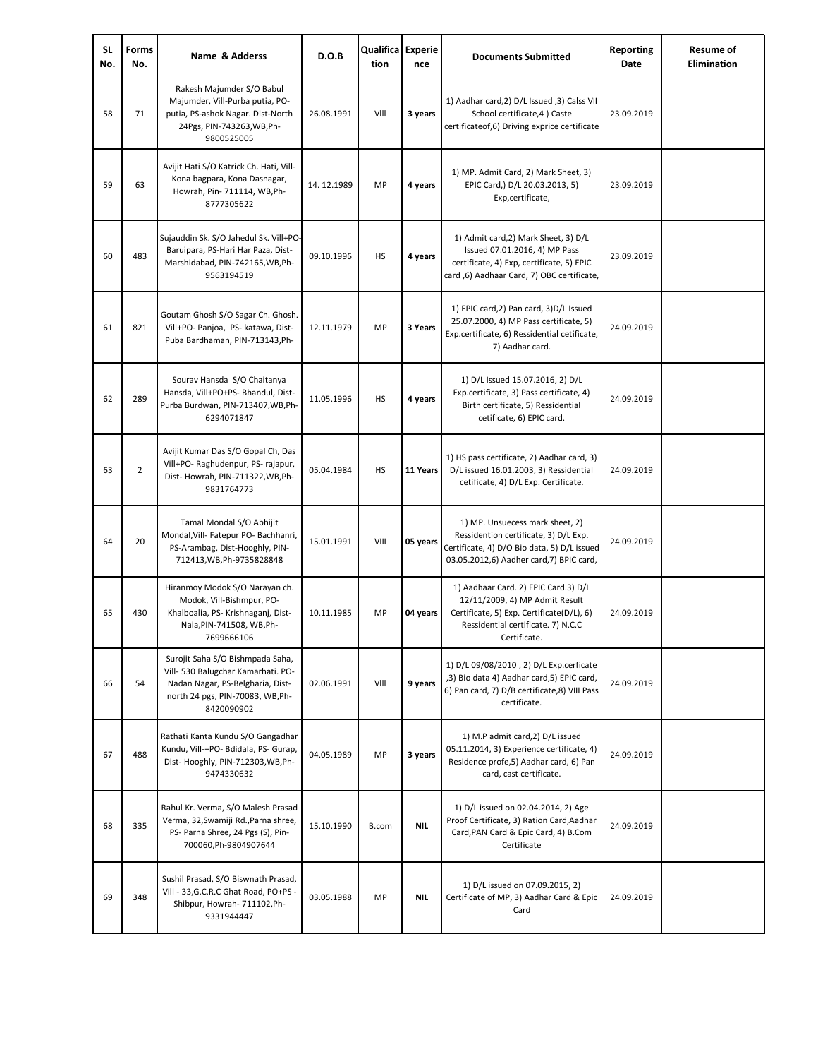| SL No. | Forms No. | Name & Adderss | D.O.B | Qualification | Experience | Documents Submitted | Reporting Date | Resume of Elimination |
|---|---|---|---|---|---|---|---|---|
| 58 | 71 | Rakesh Majumder S/O Babul Majumder, Vill-Purba putia, PO-putia, PS-ashok Nagar. Dist-North 24Pgs, PIN-743263,WB,Ph-9800525005 | 26.08.1991 | VIII | **3 years** | 1) Aadhar card,2) D/L Issued ,3) Calss VII School certificate,4 ) Caste certificateof,6) Driving exprice certificate | 23.09.2019 | |
| 59 | 63 | Avijit Hati S/O Katrick Ch. Hati, Vill-Kona bagpara, Kona Dasnagar, Howrah, Pin- 711114, WB,Ph-8777305622 | 14. 12.1989 | MP | **4 years** | 1) MP. Admit Card, 2) Mark Sheet, 3) EPIC Card,) D/L 20.03.2013, 5) Exp,certificate, | 23.09.2019 | |
| 60 | 483 | Sujauddin Sk. S/O Jahedul Sk. Vill+PO-Baruipara, PS-Hari Har Paza, Dist-Marshidabad, PIN-742165,WB,Ph-9563194519 | 09.10.1996 | HS | **4 years** | 1) Admit card,2) Mark Sheet, 3) D/L Issued 07.01.2016, 4) MP Pass certificate, 4) Exp, certificate, 5) EPIC card ,6) Aadhaar Card, 7) OBC certificate, | 23.09.2019 | |
| 61 | 821 | Goutam Ghosh S/O Sagar Ch. Ghosh. Vill+PO- Panjoa, PS- katawa, Dist-Puba Bardhaman, PIN-713143,Ph- | 12.11.1979 | MP | **3 Years** | 1) EPIC card,2) Pan card, 3)D/L Issued 25.07.2000, 4) MP Pass certificate, 5) Exp.certificate, 6) Ressidential cetificate, 7) Aadhar card. | 24.09.2019 | |
| 62 | 289 | Sourav Hansda S/O Chaitanya Hansda, Vill+PO+PS- Bhandul, Dist-Purba Burdwan, PIN-713407,WB,Ph-6294071847 | 11.05.1996 | HS | **4 years** | 1) D/L Issued 15.07.2016, 2) D/L Exp.certificate, 3) Pass certificate, 4) Birth certificate, 5) Ressidential cetificate, 6) EPIC card. | 24.09.2019 | |
| 63 | 2 | Avijit Kumar Das S/O Gopal Ch, Das Vill+PO- Raghudenpur, PS- rajapur, Dist- Howrah, PIN-711322,WB,Ph-9831764773 | 05.04.1984 | HS | **11 Years** | 1) HS pass certificate, 2) Aadhar card, 3) D/L issued 16.01.2003, 3) Ressidential cetificate, 4) D/L Exp. Certificate. | 24.09.2019 | |
| 64 | 20 | Tamal Mondal S/O Abhijit Mondal,Vill- Fatepur PO- Bachhanri, PS-Arambag, Dist-Hooghly, PIN-712413,WB,Ph-9735828848 | 15.01.1991 | VIII | **05 years** | 1) MP. Unsuecess mark sheet, 2) Ressidention certificate, 3) D/L Exp. Certificate, 4) D/O Bio data, 5) D/L issued 03.05.2012,6) Aadher card,7) BPIC card, | 24.09.2019 | |
| 65 | 430 | Hiranmoy Modok S/O Narayan ch. Modok, Vill-Bishmpur, PO-Khalboalia, PS- Krishnaganj, Dist-Naia,PIN-741508, WB,Ph-7699666106 | 10.11.1985 | MP | **04 years** | 1) Aadhaar Card. 2) EPIC Card.3) D/L 12/11/2009, 4) MP Admit Result Certificate, 5) Exp. Certificate(D/L), 6) Ressidential certificate. 7) N.C.C Certificate. | 24.09.2019 | |
| 66 | 54 | Surojit Saha S/O Bishmpada Saha, Vill- 530 Balugchar Kamarhati. PO-Nadan Nagar, PS-Belgharia, Dist-north 24 pgs, PIN-70083, WB,Ph-8420090902 | 02.06.1991 | VIII | **9 years** | 1) D/L 09/08/2010 , 2) D/L Exp.cerficate ,3) Bio data 4) Aadhar card,5) EPIC card, 6) Pan card, 7) D/B certificate,8) VIII Pass certificate. | 24.09.2019 | |
| 67 | 488 | Rathati Kanta Kundu S/O Gangadhar Kundu, Vill-+PO- Bdidala, PS- Gurap, Dist- Hooghly, PIN-712303,WB,Ph-9474330632 | 04.05.1989 | MP | **3 years** | 1) M.P admit card,2) D/L issued 05.11.2014, 3) Experience certificate, 4) Residence profe,5) Aadhar card, 6) Pan card, cast certificate. | 24.09.2019 | |
| 68 | 335 | Rahul Kr. Verma, S/O Malesh Prasad Verma, 32,Swamiji Rd.,Parna shree, PS- Parna Shree, 24 Pgs (S), Pin-700060,Ph-9804907644 | 15.10.1990 | B.com | **NIL** | 1) D/L issued on 02.04.2014, 2) Age Proof Certificate, 3) Ration Card,Aadhar Card,PAN Card & Epic Card, 4) B.Com Certificate | 24.09.2019 | |
| 69 | 348 | Sushil Prasad, S/O Biswnath Prasad, Vill - 33,G.C.R.C Ghat Road, PO+PS - Shibpur, Howrah- 711102,Ph-9331944447 | 03.05.1988 | MP | **NIL** | 1) D/L issued on 07.09.2015, 2) Certificate of MP, 3) Aadhar Card & Epic Card | 24.09.2019 | |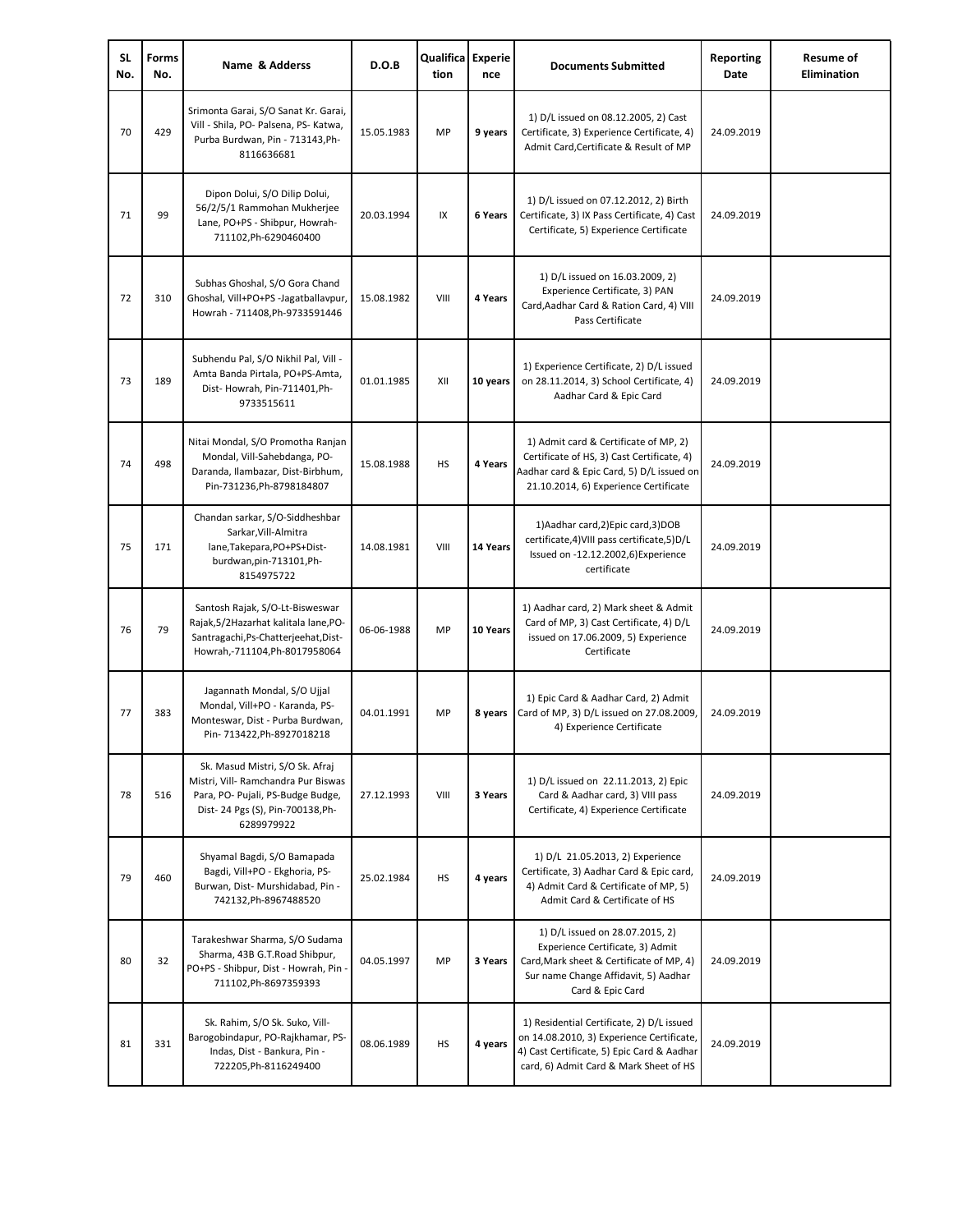| SL No. | Forms No. | Name & Adderss | D.O.B | Qualification | Experience | Documents Submitted | Reporting Date | Resume of Elimination |
|---|---|---|---|---|---|---|---|---|
| 70 | 429 | Srimonta Garai, S/O Sanat Kr. Garai, Vill - Shila, PO- Palsena, PS- Katwa, Purba Burdwan, Pin - 713143,Ph-8116636681 | 15.05.1983 | MP | **9 years** | 1) D/L issued on 08.12.2005, 2) Cast Certificate, 3) Experience Certificate, 4) Admit Card,Certificate & Result of MP | 24.09.2019 | |
| 71 | 99 | Dipon Dolui, S/O Dilip Dolui, 56/2/5/1 Rammohan Mukherjee Lane, PO+PS - Shibpur, Howrah-711102,Ph-6290460400 | 20.03.1994 | IX | **6 Years** | 1) D/L issued on 07.12.2012, 2) Birth Certificate, 3) IX Pass Certificate, 4) Cast Certificate, 5) Experience Certificate | 24.09.2019 | |
| 72 | 310 | Subhas Ghoshal, S/O Gora Chand Ghoshal, Vill+PO+PS -Jagatballavpur, Howrah - 711408,Ph-9733591446 | 15.08.1982 | VIII | **4 Years** | 1) D/L issued on 16.03.2009, 2) Experience Certificate, 3) PAN Card,Aadhar Card & Ration Card, 4) VIII Pass Certificate | 24.09.2019 | |
| 73 | 189 | Subhendu Pal, S/O Nikhil Pal, Vill - Amta Banda Pirtala, PO+PS-Amta, Dist- Howrah, Pin-711401,Ph-9733515611 | 01.01.1985 | XII | **10 years** | 1) Experience Certificate, 2) D/L issued on 28.11.2014, 3) School Certificate, 4) Aadhar Card & Epic Card | 24.09.2019 | |
| 74 | 498 | Nitai Mondal, S/O Promotha Ranjan Mondal, Vill-Sahebdanga, PO-Daranda, Ilambazar, Dist-Birbhum, Pin-731236,Ph-8798184807 | 15.08.1988 | HS | **4 Years** | 1) Admit card & Certificate of MP, 2) Certificate of HS, 3) Cast Certificate, 4) Aadhar card & Epic Card, 5) D/L issued on 21.10.2014, 6) Experience Certificate | 24.09.2019 | |
| 75 | 171 | Chandan sarkar, S/O-Siddheshbar Sarkar,Vill-Almitra lane,Takepara,PO+PS+Dist-burdwan,pin-713101,Ph-8154975722 | 14.08.1981 | VIII | **14 Years** | 1)Aadhar card,2)Epic card,3)DOB certificate,4)VIII pass certificate,5)D/L Issued on -12.12.2002,6)Experience certificate | 24.09.2019 | |
| 76 | 79 | Santosh Rajak, S/O-Lt-Bisweswar Rajak,5/2Hazarhat kalitala lane,PO-Santragachi,Ps-Chatterjeehat,Dist-Howrah,-711104,Ph-8017958064 | 06-06-1988 | MP | **10 Years** | 1) Aadhar card, 2) Mark sheet & Admit Card of MP, 3) Cast Certificate, 4) D/L issued on 17.06.2009, 5) Experience Certificate | 24.09.2019 | |
| 77 | 383 | Jagannath Mondal, S/O Ujjal Mondal, Vill+PO - Karanda, PS-Monteswar, Dist - Purba Burdwan, Pin- 713422,Ph-8927018218 | 04.01.1991 | MP | **8 years** | 1) Epic Card & Aadhar Card, 2) Admit Card of MP, 3) D/L issued on 27.08.2009, 4) Experience Certificate | 24.09.2019 | |
| 78 | 516 | Sk. Masud Mistri, S/O Sk. Afraj Mistri, Vill- Ramchandra Pur Biswas Para, PO- Pujali, PS-Budge Budge, Dist- 24 Pgs (S), Pin-700138,Ph-6289979922 | 27.12.1993 | VIII | **3 Years** | 1) D/L issued on 22.11.2013, 2) Epic Card & Aadhar card, 3) VIII pass Certificate, 4) Experience Certificate | 24.09.2019 | |
| 79 | 460 | Shyamal Bagdi, S/O Bamapada Bagdi, Vill+PO - Ekghoria, PS-Burwan, Dist- Murshidabad, Pin - 742132,Ph-8967488520 | 25.02.1984 | HS | **4 years** | 1) D/L 21.05.2013, 2) Experience Certificate, 3) Aadhar Card & Epic card, 4) Admit Card & Certificate of MP, 5) Admit Card & Certificate of HS | 24.09.2019 | |
| 80 | 32 | Tarakeshwar Sharma, S/O Sudama Sharma, 43B G.T.Road Shibpur, PO+PS - Shibpur, Dist - Howrah, Pin - 711102,Ph-8697359393 | 04.05.1997 | MP | **3 Years** | 1) D/L issued on 28.07.2015, 2) Experience Certificate, 3) Admit Card,Mark sheet & Certificate of MP, 4) Sur name Change Affidavit, 5) Aadhar Card & Epic Card | 24.09.2019 | |
| 81 | 331 | Sk. Rahim, S/O Sk. Suko, Vill-Barogobindapur, PO-Rajkhamar, PS-Indas, Dist - Bankura, Pin - 722205,Ph-8116249400 | 08.06.1989 | HS | **4 years** | 1) Residential Certificate, 2) D/L issued on 14.08.2010, 3) Experience Certificate, 4) Cast Certificate, 5) Epic Card & Aadhar card, 6) Admit Card & Mark Sheet of HS | 24.09.2019 | |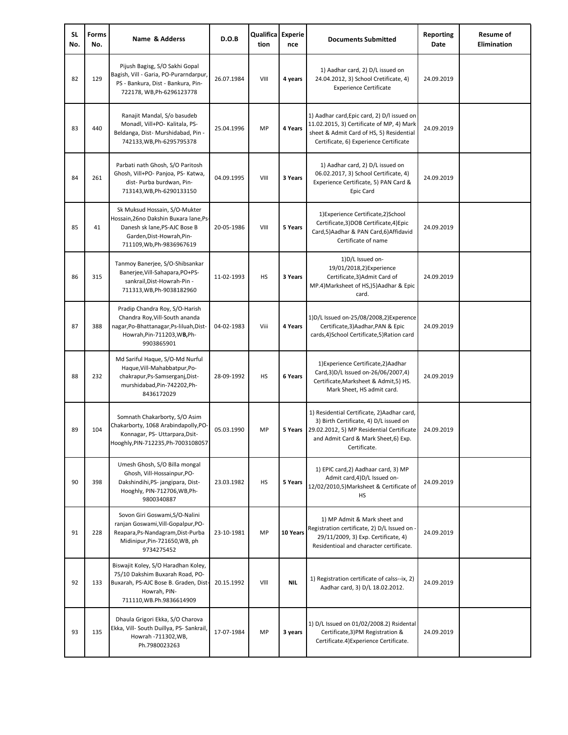| SL No. | Forms No. | Name & Adderss | D.O.B | Qualification | Experience | Documents Submitted | Reporting Date | Resume of Elimination |
|---|---|---|---|---|---|---|---|---|
| 82 | 129 | Pijush Bagisg, S/O Sakhi Gopal Bagish, Vill - Garia, PO-Purarndarpur, PS - Bankura, Dist - Bankura, Pin-722178, WB,Ph-6296123778 | 26.07.1984 | VIII | **4 years** | 1) Aadhar card, 2) D/L issued on 24.04.2012, 3) School Cretificate, 4) Experience Certificate | 24.09.2019 | |
| 83 | 440 | Ranajit Mandal, S/o basudeb Monadl, Vill+PO- Kalitala, PS-Beldanga, Dist- Murshidabad, Pin - 742133,WB,Ph-6295795378 | 25.04.1996 | MP | **4 Years** | 1) Aadhar card,Epic card, 2) D/l issued on 11.02.2015, 3) Certificate of MP, 4) Mark sheet & Admit Card of HS, 5) Residential Certificate, 6) Experience Certificate | 24.09.2019 | |
| 84 | 261 | Parbati nath Ghosh, S/O Paritosh Ghosh, Vill+PO- Panjoa, PS- Katwa, dist- Purba burdwan, Pin-713143,WB,Ph-6290133150 | 04.09.1995 | VIII | **3 Years** | 1) Aadhar card, 2) D/L issued on 06.02.2017, 3) School Certificate, 4) Experience Certificate, 5) PAN Card & Epic Card | 24.09.2019 | |
| 85 | 41 | Sk Muksud Hossain, S/O-Mukter Hossain,26no Dakshin Buxara lane,Ps-Danesh sk lane,PS-AJC Bose B Garden,Dist-Howrah,Pin-711109,Wb,Ph-9836967619 | 20-05-1986 | VIII | **5 Years** | 1)Experience Certificate,2)School Certificate,3)DOB Certificate,4)Epic Card,5)Aadhar & PAN Card,6)Affidavid Certificate of name | 24.09.2019 | |
| 86 | 315 | Tanmoy Banerjee, S/O-Shibsankar Banerjee,Vill-Sahapara,PO+PS-sankrail,Dist-Howrah-Pin - 711313,WB,Ph-9038182960 | 11-02-1993 | HS | **3 Years** | 1)D/L Issued on-19/01/2018,2)Experience Certificate,3)Admit Card of MP.4)Marksheet of HS,)5)Aadhar & Epic card. | 24.09.2019 | |
| 87 | 388 | Pradip Chandra Roy, S/O-Harish Chandra Roy,Vill-South ananda nagar,Po-Bhattanagar,Ps-liluah,Dist-Howrah,Pin-711203,W**B,**Ph-9903865901 | 04-02-1983 | Viii | **4 Years** | 1)D/L Issued on-25/08/2008,2)Experence Certificate,3)Aadhar,PAN & Epic cards,4)School Certificate,5)Ration card | 24.09.2019 | |
| 88 | 232 | Md Sariful Haque, S/O-Md Nurful Haque,Vill-Mahabbatpur,Po-chakrapur,Ps-Samserganj,Dist-murshidabad,Pin-742202,Ph-8436172029 | 28-09-1992 | HS | **6 Years** | 1)Experience Certificate,2)Aadhar Card,3)D/L Issued on-26/06/2007,4) Certificate,Marksheet & Admit,5) HS. Mark Sheet, HS admit card. | 24.09.2019 | |
| 89 | 104 | Somnath Chakarborty, S/O Asim Chakarborty, 1068 Arabindapolly,PO-Konnagar, PS- Uttarpara,Dsit-Hooghly,PIN-712235,Ph-7003108057 | 05.03.1990 | MP | **5 Years** | 1) Residential Certificate, 2)Aadhar card, 3) Birth Certificate, 4) D/L issued on 29.02.2012, 5) MP Residential Certificate and Admit Card & Mark Sheet,6) Exp. Certificate. | 24.09.2019 | |
| 90 | 398 | Umesh Ghosh, S/O Billa mongal Ghosh, Vill-Hossainpur,PO-Dakshindihi,PS- jangipara, Dist-Hooghly, PIN-712706,WB,Ph-9800340887 | 23.03.1982 | HS | **5 Years** | 1) EPIC card,2) Aadhaar card, 3) MP Admit card,4)D/L Issued on-12/02/2010,5)Marksheet & Certificate of HS | 24.09.2019 | |
| 91 | 228 | Sovon Giri Goswami,S/O-Nalini ranjan Goswami,Vill-Gopalpur,PO-Reapara,Ps-Nandagram,Dist-Purba Midinipur,Pin-721650,WB, ph 9734275452 | 23-10-1981 | MP | **10 Years** | 1) MP Admit & Mark sheet and Registration certificate, 2) D/L Issued on - 29/11/2009, 3) Exp. Certificate, 4) Residentioal and character certificate. | 24.09.2019 | |
| 92 | 133 | Biswajit Koley, S/O Haradhan Koley, 75/10 Dakshim Buxarah Road, PO-Buxarah, PS-AJC Bose B. Graden, Dist-Howrah, PIN-711110,WB.Ph.9836614909 | 20.15.1992 | VIII | **NIL** | 1) Registration certificate of calss--ix, 2) Aadhar card, 3) D/L 18.02.2012. | 24.09.2019 | |
| 93 | 135 | Dhaula Grigori Ekka, S/O Charova Ekka, Vill- South Duillya, PS- Sankrail, Howrah -711302,WB, Ph.7980023263 | 17-07-1984 | MP | **3 years** | 1) D/L Issued on 01/02/2008.2) Rsidental Certificate,3)PM Registration & Certificate.4)Experience Certificate. | 24.09.2019 | |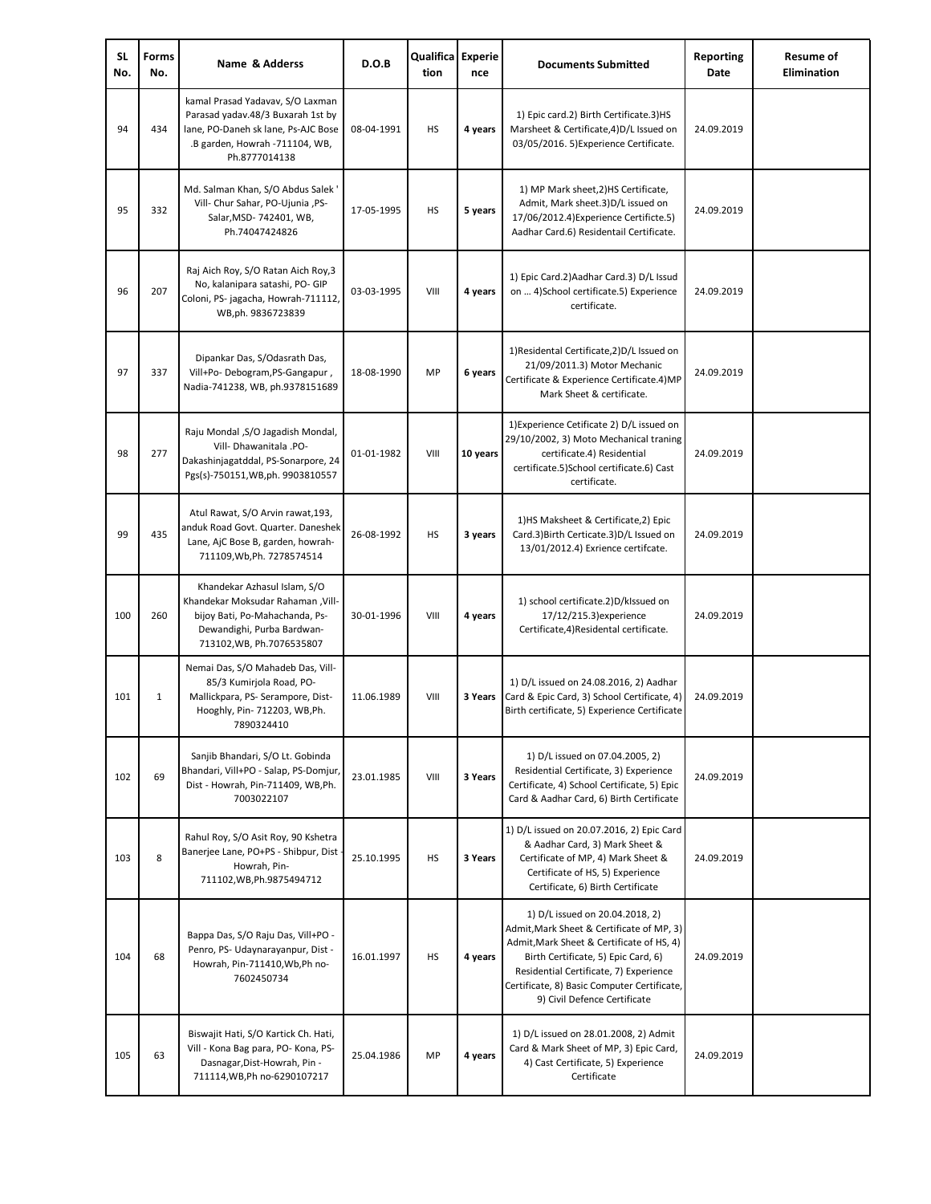| SL No. | Forms No. | Name & Adderss | D.O.B | Qualification | Experience | Documents Submitted | Reporting Date | Resume of Elimination |
|---|---|---|---|---|---|---|---|---|
| 94 | 434 | kamal Prasad Yadavav, S/O Laxman Parasad yadav.48/3 Buxarah 1st by lane, PO-Daneh sk lane, Ps-AJC Bose .B garden, Howrah -711104, WB, Ph.8777014138 | 08-04-1991 | HS | **4 years** | 1) Epic card.2) Birth Certificate.3)HS Marsheet & Certificate,4)D/L Issued on 03/05/2016. 5)Experience Certificate. | 24.09.2019 | |
| 95 | 332 | Md. Salman Khan, S/O Abdus Salek ' Vill- Chur Sahar, PO-Ujunia ,PS-Salar,MSD- 742401, WB, Ph.74047424826 | 17-05-1995 | HS | **5 years** | 1) MP Mark sheet,2)HS Certificate, Admit, Mark sheet.3)D/L issued on 17/06/2012.4)Experience Certificte.5) Aadhar Card.6) Residentail Certificate. | 24.09.2019 | |
| 96 | 207 | Raj Aich Roy, S/O Ratan Aich Roy,3 No, kalanipara satashi, PO- GIP Coloni, PS- jagacha, Howrah-711112, WB,ph. 9836723839 | 03-03-1995 | VIII | **4 years** | 1) Epic Card.2)Aadhar Card.3) D/L Issud on … 4)School certificate.5) Experience certificate. | 24.09.2019 | |
| 97 | 337 | Dipankar Das, S/Odasrath Das, Vill+Po- Debogram,PS-Gangapur , Nadia-741238, WB, ph.9378151689 | 18-08-1990 | MP | **6 years** | 1)Residental Certificate,2)D/L Issued on 21/09/2011.3) Motor Mechanic Certificate & Experience Certificate.4)MP Mark Sheet & certificate. | 24.09.2019 | |
| 98 | 277 | Raju Mondal ,S/O Jagadish Mondal, Vill- Dhawanitala .PO-Dakashinjagatddal, PS-Sonarpore, 24 Pgs(s)-750151,WB,ph. 9903810557 | 01-01-1982 | VIII | **10 years** | 1)Experience Cetificate 2) D/L issued on 29/10/2002, 3) Moto Mechanical traning certificate.4) Residential certificate.5)School certificate.6) Cast certificate. | 24.09.2019 | |
| 99 | 435 | Atul Rawat, S/O Arvin rawat,193, anduk Road Govt. Quarter. Daneshek Lane, AjC Bose B, garden, howrah-711109,Wb,Ph. 7278574514 | 26-08-1992 | HS | **3 years** | 1)HS Maksheet & Certificate,2) Epic Card.3)Birth Certicate.3)D/L Issued on 13/01/2012.4) Exrience certifcate. | 24.09.2019 | |
| 100 | 260 | Khandekar Azhasul Islam, S/O Khandekar Moksudar Rahaman ,Vill-bijoy Bati, Po-Mahachanda, Ps-Dewandighi, Purba Bardwan-713102,WB, Ph.7076535807 | 30-01-1996 | VIII | **4 years** | 1) school certificate.2)D/kIssued on 17/12/215.3)experience Certificate,4)Residental certificate. | 24.09.2019 | |
| 101 | 1 | Nemai Das, S/O Mahadeb Das, Vill-85/3 Kumirjola Road, PO-Mallickpara, PS- Serampore, Dist-Hooghly, Pin- 712203, WB,Ph. 7890324410 | 11.06.1989 | VIII | **3 Years** | 1) D/L issued on 24.08.2016, 2) Aadhar Card & Epic Card, 3) School Certificate, 4) Birth certificate, 5) Experience Certificate | 24.09.2019 | |
| 102 | 69 | Sanjib Bhandari, S/O Lt. Gobinda Bhandari, Vill+PO - Salap, PS-Domjur, Dist - Howrah, Pin-711409, WB,Ph. 7003022107 | 23.01.1985 | VIII | **3 Years** | 1) D/L issued on 07.04.2005, 2) Residential Certificate, 3) Experience Certificate, 4) School Certificate, 5) Epic Card & Aadhar Card, 6) Birth Certificate | 24.09.2019 | |
| 103 | 8 | Rahul Roy, S/O Asit Roy, 90 Kshetra Banerjee Lane, PO+PS - Shibpur, Dist - Howrah, Pin-711102,WB,Ph.9875494712 | 25.10.1995 | HS | **3 Years** | 1) D/L issued on 20.07.2016, 2) Epic Card & Aadhar Card, 3) Mark Sheet & Certificate of MP, 4) Mark Sheet & Certificate of HS, 5) Experience Certificate, 6) Birth Certificate | 24.09.2019 | |
| 104 | 68 | Bappa Das, S/O Raju Das, Vill+PO - Penro, PS- Udaynarayanpur, Dist - Howrah, Pin-711410,Wb,Ph no-7602450734 | 16.01.1997 | HS | **4 years** | 1) D/L issued on 20.04.2018, 2) Admit,Mark Sheet & Certificate of MP, 3) Admit,Mark Sheet & Certificate of HS, 4) Birth Certificate, 5) Epic Card, 6) Residential Certificate, 7) Experience Certificate, 8) Basic Computer Certificate, 9) Civil Defence Certificate | 24.09.2019 | |
| 105 | 63 | Biswajit Hati, S/O Kartick Ch. Hati, Vill - Kona Bag para, PO- Kona, PS-Dasnagar,Dist-Howrah, Pin - 711114,WB,Ph no-6290107217 | 25.04.1986 | MP | **4 years** | 1) D/L issued on 28.01.2008, 2) Admit Card & Mark Sheet of MP, 3) Epic Card, 4) Cast Certificate, 5) Experience Certificate | 24.09.2019 | |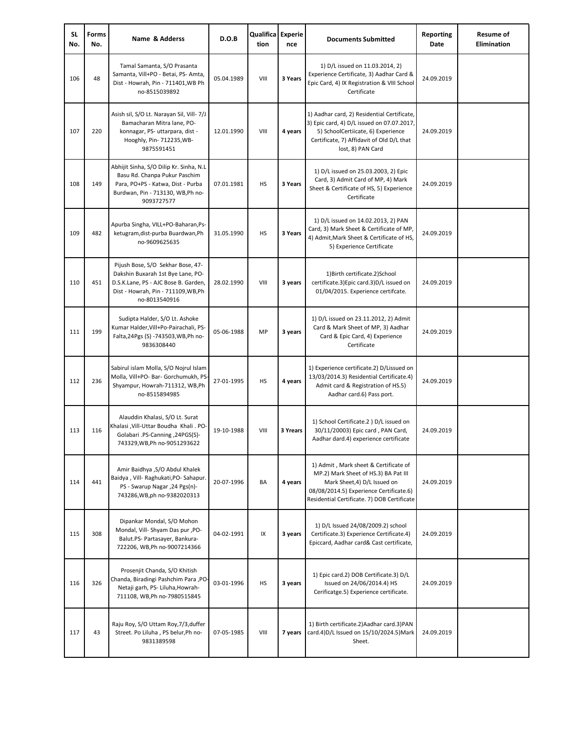| SL No. | Forms No. | Name & Adderss | D.O.B | Qualification | Experience | Documents Submitted | Reporting Date | Resume of Elimination |
|---|---|---|---|---|---|---|---|---|
| 106 | 48 | Tamal Samanta, S/O Prasanta Samanta, Vill+PO - Betai, PS- Amta, Dist - Howrah, Pin - 711401,WB Ph no-8515039892 | 05.04.1989 | VIII | **3 Years** | 1) D/L issued on 11.03.2014, 2) Experience Certificate, 3) Aadhar Card & Epic Card, 4) IX Registration & VIII School Certificate | 24.09.2019 | |
| 107 | 220 | Asish sil, S/O Lt. Narayan Sil, Vill- 7/J Bamacharan Mitra lane, PO- konnagar, PS- uttarpara, dist - Hooghly, Pin- 712235,WB- 9875591451 | 12.01.1990 | VIII | **4 years** | 1) Aadhar card, 2) Residential Certificate, 3) Epic card, 4) D/L issued on 07.07.2017, 5) SchoolCertiicate, 6) Experience Certificate, 7) Affidavit of Old D/L that lost, 8) PAN Card | 24.09.2019 | |
| 108 | 149 | Abhijit Sinha, S/O Dilip Kr. Sinha, N.L Basu Rd. Chanpa Pukur Paschim Para, PO+PS - Katwa, Dist - Purba Burdwan, Pin - 713130, WB,Ph no- 9093727577 | 07.01.1981 | HS | **3 Years** | 1) D/L issued on 25.03.2003, 2) Epic Card, 3) Admit Card of MP, 4) Mark Sheet & Certificate of HS, 5) Experience Certificate | 24.09.2019 | |
| 109 | 482 | Apurba Singha, VILL+PO-Baharan,Ps- ketugram,dist-purba Buardwan,Ph no-9609625635 | 31.05.1990 | HS | **3 Years** | 1) D/L issued on 14.02.2013, 2) PAN Card, 3) Mark Sheet & Certificate of MP, 4) Admit,Mark Sheet & Certificate of HS, 5) Experience Certificate | 24.09.2019 | |
| 110 | 451 | Pijush Bose, S/O Sekhar Bose, 47- Dakshin Buxarah 1st Bye Lane, PO- D.S.K.Lane, PS - AJC Bose B. Garden, Dist - Howrah, Pin - 711109,WB,Ph no-8013540916 | 28.02.1990 | VIII | **3 years** | 1)Birth certificate.2)School certificate.3)Epic card.3)D/L issued on 01/04/2015. Experience certifcate. | 24.09.2019 | |
| 111 | 199 | Sudipta Halder, S/O Lt. Ashoke Kumar Halder,Vill+Po-Pairachali, PS- Falta,24Pgs (S) -743503,WB,Ph no- 9836308440 | 05-06-1988 | MP | **3 years** | 1) D/L issued on 23.11.2012, 2) Admit Card & Mark Sheet of MP, 3) Aadhar Card & Epic Card, 4) Experience Certificate | 24.09.2019 | |
| 112 | 236 | Sabirul islam Molla, S/O Nojrul Islam Molla, Vill+PO- Bar- Gorchumukh, PS- Shyampur, Howrah-711312, WB,Ph no-8515894985 | 27-01-1995 | HS | **4 years** | 1) Experience certificate.2) D/Lissued on 13/03/2014.3) Residential Certificate.4) Admit card & Registration of HS.5) Aadhar card.6) Pass port. | 24.09.2019 | |
| 113 | 116 | Alauddin Khalasi, S/O Lt. Surat Khalasi ,Vill-Uttar Boudha Khali . PO- Golabari .PS-Canning ,24PGS(S)- 743329,WB,Ph no-9051293622 | 19-10-1988 | VIII | **3 Yrears** | 1) School Certificate.2 ) D/L issued on 30/11/20003) Epic card , PAN Card, Aadhar dard.4) experience certificate | 24.09.2019 | |
| 114 | 441 | Amir Baidhya ,S/O Abdul Khalek Baidya , Vill- Raghukati,PO- Sahapur. PS - Swarup Nagar ,24 Pgs(n)- 743286,WB,ph no-9382020313 | 20-07-1996 | BA | **4 years** | 1) Admit , Mark sheet & Certificate of MP.2) Mark Sheet of HS.3) BA Pat III Mark Sheet,4) D/L Issued on 08/08/2014.5) Experience Certificate.6) Residential Certificate. 7) DOB Certificate | 24.09.2019 | |
| 115 | 308 | Dipankar Mondal, S/O Mohon Mondal, Vill- Shyam Das pur ,PO- Balut.PS- Partasayer, Bankura- 722206, WB,Ph no-9007214366 | 04-02-1991 | IX | **3 years** | 1) D/L Issued 24/08/2009.2) school Certificate.3) Experience Certificate.4) Epiccard, Aadhar card& Cast certificate, | 24.09.2019 | |
| 116 | 326 | Prosenjit Chanda, S/O Khitish Chanda, Biradingi Pashchim Para ,PO- Netaji garh, PS- Liluha,Howrah- 711108, WB,Ph no-7980515845 | 03-01-1996 | HS | **3 years** | 1) Epic card.2) DOB Certificate.3) D/L Issued on 24/06/2014.4) HS Cerificatge.5) Experience certificate. | 24.09.2019 | |
| 117 | 43 | Raju Roy, S/O Uttam Roy,7/3,duffer Street. Po Liluha , PS belur,Ph no- 9831389598 | 07-05-1985 | VIII | **7 years** | 1) Birth certificate.2)Aadhar card.3)PAN card.4)D/L Issued on 15/10/2024.5)Mark Sheet. | 24.09.2019 | |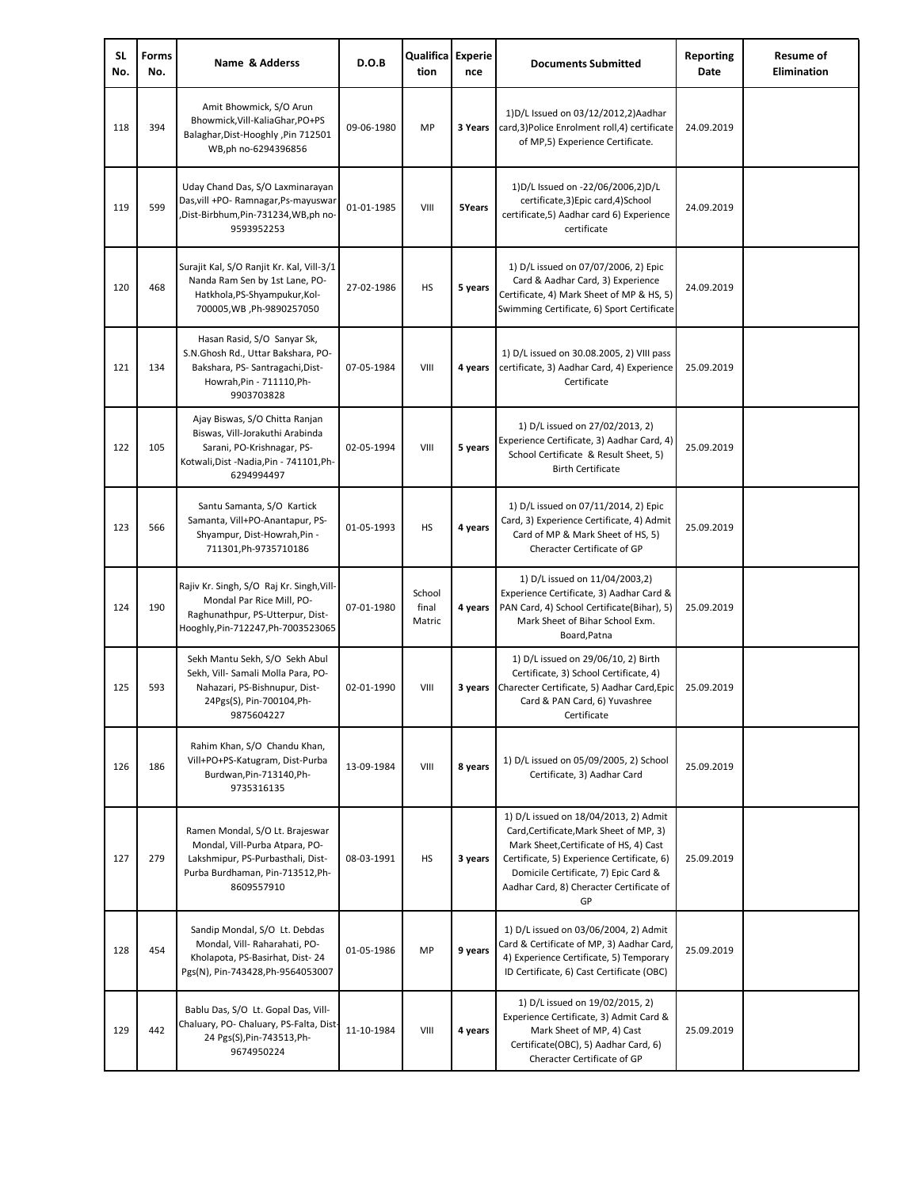| SL No. | Forms No. | Name & Adderss | D.O.B | Qualification | Experience | Documents Submitted | Reporting Date | Resume of Elimination |
|---|---|---|---|---|---|---|---|---|
| 118 | 394 | Amit Bhowmick, S/O Arun Bhowmick,Vill-KaliaGhar,PO+PS Balaghar,Dist-Hooghly ,Pin 712501 WB,ph no-6294396856 | 09-06-1980 | MP | **3 Years** | 1)D/L Issued on 03/12/2012,2)Aadhar card,3)Police Enrolment roll,4) certificate of MP,5) Experience Certificate. | 24.09.2019 | |
| 119 | 599 | Uday Chand Das, S/O Laxminarayan Das,vill +PO- Ramnagar,Ps-mayuswar ,Dist-Birbhum,Pin-731234,WB,ph no-9593952253 | 01-01-1985 | VIII | **5Years** | 1)D/L Issued on -22/06/2006,2)D/L certificate,3)Epic card,4)School certificate,5) Aadhar card 6) Experience certificate | 24.09.2019 | |
| 120 | 468 | Surajit Kal, S/O Ranjit Kr. Kal, Vill-3/1 Nanda Ram Sen by 1st Lane, PO-Hatkhola,PS-Shyampukur,Kol-700005,WB ,Ph-9890257050 | 27-02-1986 | HS | **5 years** | 1) D/L issued on 07/07/2006, 2) Epic Card & Aadhar Card, 3) Experience Certificate, 4) Mark Sheet of MP & HS, 5) Swimming Certificate, 6) Sport Certificate | 24.09.2019 | |
| 121 | 134 | Hasan Rasid, S/O Sanyar Sk, S.N.Ghosh Rd., Uttar Bakshara, PO-Bakshara, PS- Santragachi,Dist-Howrah,Pin - 711110,Ph-9903703828 | 07-05-1984 | VIII | **4 years** | 1) D/L issued on 30.08.2005, 2) VIII pass certificate, 3) Aadhar Card, 4) Experience Certificate | 25.09.2019 | |
| 122 | 105 | Ajay Biswas, S/O Chitta Ranjan Biswas, Vill-Jorakuthi Arabinda Sarani, PO-Krishnagar, PS-Kotwali,Dist -Nadia,Pin - 741101,Ph-6294994497 | 02-05-1994 | VIII | **5 years** | 1) D/L issued on 27/02/2013, 2) Experience Certificate, 3) Aadhar Card, 4) School Certificate & Result Sheet, 5) Birth Certificate | 25.09.2019 | |
| 123 | 566 | Santu Samanta, S/O Kartick Samanta, Vill+PO-Anantapur, PS-Shyampur, Dist-Howrah,Pin - 711301,Ph-9735710186 | 01-05-1993 | HS | **4 years** | 1) D/L issued on 07/11/2014, 2) Epic Card, 3) Experience Certificate, 4) Admit Card of MP & Mark Sheet of HS, 5) Cheracter Certificate of GP | 25.09.2019 | |
| 124 | 190 | Rajiv Kr. Singh, S/O Raj Kr. Singh,Vill-Mondal Par Rice Mill, PO-Raghunathpur, PS-Utterpur, Dist-Hooghly,Pin-712247,Ph-7003523065 | 07-01-1980 | School final Matric | **4 years** | 1) D/L issued on 11/04/2003,2) Experience Certificate, 3) Aadhar Card & PAN Card, 4) School Certificate(Bihar), 5) Mark Sheet of Bihar School Exm. Board,Patna | 25.09.2019 | |
| 125 | 593 | Sekh Mantu Sekh, S/O Sekh Abul Sekh, Vill- Samali Molla Para, PO-Nahazari, PS-Bishnupur, Dist-24Pgs(S), Pin-700104,Ph-9875604227 | 02-01-1990 | VIII | **3 years** | 1) D/L issued on 29/06/10, 2) Birth Certificate, 3) School Certificate, 4) Charecter Certificate, 5) Aadhar Card,Epic Card & PAN Card, 6) Yuvashree Certificate | 25.09.2019 | |
| 126 | 186 | Rahim Khan, S/O Chandu Khan, Vill+PO+PS-Katugram, Dist-Purba Burdwan,Pin-713140,Ph-9735316135 | 13-09-1984 | VIII | **8 years** | 1) D/L issued on 05/09/2005, 2) School Certificate, 3) Aadhar Card | 25.09.2019 | |
| 127 | 279 | Ramen Mondal, S/O Lt. Brajeswar Mondal, Vill-Purba Atpara, PO-Lakshmipur, PS-Purbasthali, Dist-Purba Burdhaman, Pin-713512,Ph-8609557910 | 08-03-1991 | HS | **3 years** | 1) D/L issued on 18/04/2013, 2) Admit Card,Certificate,Mark Sheet of MP, 3) Mark Sheet,Certificate of HS, 4) Cast Certificate, 5) Experience Certificate, 6) Domicile Certificate, 7) Epic Card & Aadhar Card, 8) Cheracter Certificate of GP | 25.09.2019 | |
| 128 | 454 | Sandip Mondal, S/O Lt. Debdas Mondal, Vill- Raharahati, PO-Kholapota, PS-Basirhat, Dist- 24 Pgs(N), Pin-743428,Ph-9564053007 | 01-05-1986 | MP | **9 years** | 1) D/L issued on 03/06/2004, 2) Admit Card & Certificate of MP, 3) Aadhar Card, 4) Experience Certificate, 5) Temporary ID Certificate, 6) Cast Certificate (OBC) | 25.09.2019 | |
| 129 | 442 | Bablu Das, S/O Lt. Gopal Das, Vill-Chaluary, PO- Chaluary, PS-Falta, Dist-24 Pgs(S),Pin-743513,Ph-9674950224 | 11-10-1984 | VIII | **4 years** | 1) D/L issued on 19/02/2015, 2) Experience Certificate, 3) Admit Card & Mark Sheet of MP, 4) Cast Certificate(OBC), 5) Aadhar Card, 6) Cheracter Certificate of GP | 25.09.2019 | |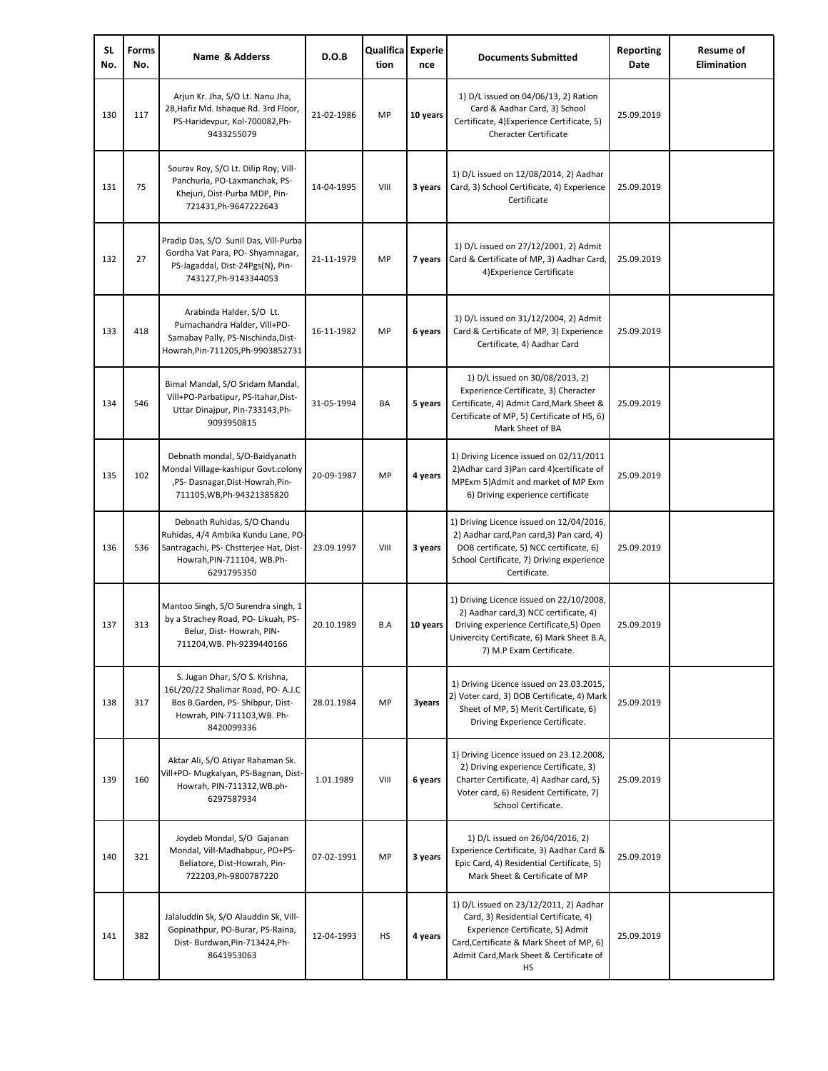| SL No. | Forms No. | Name & Adderss | D.O.B | Qualification | Experience | Documents Submitted | Reporting Date | Resume of Elimination |
|---|---|---|---|---|---|---|---|---|
| 130 | 117 | Arjun Kr. Jha, S/O Lt. Nanu Jha, 28,Hafiz Md. Ishaque Rd. 3rd Floor, PS-Haridevpur, Kol-700082,Ph-9433255079 | 21-02-1986 | MP | **10 years** | 1) D/L issued on 04/06/13, 2) Ration Card & Aadhar Card, 3) School Certificate, 4)Experience Certificate, 5) Cherecter Certificate | 25.09.2019 | |
| 131 | 75 | Sourav Roy, S/O Lt. Dilip Roy, Vill-Panchuria, PO-Laxmanchak, PS-Khejuri, Dist-Purba MDP, Pin-721431,Ph-9647222643 | 14-04-1995 | VIII | **3 years** | 1) D/L issued on 12/08/2014, 2) Aadhar Card, 3) School Certificate, 4) Experience Certificate | 25.09.2019 | |
| 132 | 27 | Pradip Das, S/O Sunil Das, Vill-Purba Gordha Vat Para, PO- Shyamnagar, PS-Jagaddal, Dist-24Pgs(N), Pin-743127,Ph-9143344053 | 21-11-1979 | MP | **7 years** | 1) D/L issued on 27/12/2001, 2) Admit Card & Certificate of MP, 3) Aadhar Card, 4)Experience Certificate | 25.09.2019 | |
| 133 | 418 | Arabinda Halder, S/O Lt. Purnachandra Halder, Vill+PO-Samabay Pally, PS-Nischinda,Dist-Howrah,Pin-711205,Ph-9903852731 | 16-11-1982 | MP | **6 years** | 1) D/L issued on 31/12/2004, 2) Admit Card & Certificate of MP, 3) Experience Certificate, 4) Aadhar Card | 25.09.2019 | |
| 134 | 546 | Bimal Mandal, S/O Sridam Mandal, Vill+PO-Parbatipur, PS-Itahar,Dist-Uttar Dinajpur, Pin-733143,Ph-9093950815 | 31-05-1994 | BA | **5 years** | 1) D/L issued on 30/08/2013, 2) Experience Certificate, 3) Cherecter Certificate, 4) Admit Card,Mark Sheet & Certificate of MP, 5) Certificate of HS, 6) Mark Sheet of BA | 25.09.2019 | |
| 135 | 102 | Debnath mondal, S/O-Baidyanath Mondal Village-kashipur Govt.colony ,PS- Dasnagar,Dist-Howrah,Pin-711105,WB,Ph-94321385820 | 20-09-1987 | MP | **4 years** | 1) Driving Licence issued on 02/11/2011 2)Adhar card 3)Pan card 4)certificate of MPExm 5)Admit and market of MP Exm 6) Driving experience certificate | 25.09.2019 | |
| 136 | 536 | Debnath Ruhidas, S/O Chandu Ruhidas, 4/4 Ambika Kundu Lane, PO-Santragachi, PS- Chstterjee Hat, Dist-Howrah,PIN-711104, WB.Ph-6291795350 | 23.09.1997 | VIII | **3 years** | 1) Driving Licence issued on 12/04/2016, 2) Aadhar card,Pan card,3) Pan card, 4) DOB certificate, 5) NCC certificate, 6) School Certificate, 7) Driving experience Certificate. | 25.09.2019 | |
| 137 | 313 | Mantoo Singh, S/O Surendra singh, 1 by a Strachey Road, PO- Likuah, PS-Belur, Dist- Howrah, PIN-711204,WB. Ph-9239440166 | 20.10.1989 | B.A | **10 years** | 1) Driving Licence issued on 22/10/2008, 2) Aadhar card,3) NCC certificate, 4) Driving experience Certificate,5) Open Univercity Certificate, 6) Mark Sheet B.A, 7) M.P Exam Certificate. | 25.09.2019 | |
| 138 | 317 | S. Jugan Dhar, S/O S. Krishna, 16L/20/22 Shalimar Road, PO- A.J.C Bos B.Garden, PS- Shibpur, Dist-Howrah, PIN-711103,WB. Ph-8420099336 | 28.01.1984 | MP | **3years** | 1) Driving Licence issued on 23.03.2015, 2) Voter card, 3) DOB Certificate, 4) Mark Sheet of MP, 5) Merit Certificate, 6) Driving Experience Certificate. | 25.09.2019 | |
| 139 | 160 | Aktar Ali, S/O Atiyar Rahaman Sk. Vill+PO- Mugkalyan, PS-Bagnan, Dist-Howrah, PIN-711312,WB.ph-6297587934 | 1.01.1989 | VIII | **6 years** | 1) Driving Licence issued on 23.12.2008, 2) Driving experience Certificate, 3) Charter Certificate, 4) Aadhar card, 5) Voter card, 6) Resident Certificate, 7) School Certificate. | 25.09.2019 | |
| 140 | 321 | Joydeb Mondal, S/O Gajanan Mondal, Vill-Madhabpur, PO+PS-Beliatore, Dist-Howrah, Pin-722203,Ph-9800787220 | 07-02-1991 | MP | **3 years** | 1) D/L issued on 26/04/2016, 2) Experience Certificate, 3) Aadhar Card & Epic Card, 4) Residential Certificate, 5) Mark Sheet & Certificate of MP | 25.09.2019 | |
| 141 | 382 | Jalaluddin Sk, S/O Alauddin Sk, Vill-Gopinathpur, PO-Burar, PS-Raina, Dist- Burdwan,Pin-713424,Ph-8641953063 | 12-04-1993 | HS | **4 years** | 1) D/L issued on 23/12/2011, 2) Aadhar Card, 3) Residential Certificate, 4) Experience Certificate, 5) Admit Card,Certificate & Mark Sheet of MP, 6) Admit Card,Mark Sheet & Certificate of HS | 25.09.2019 | |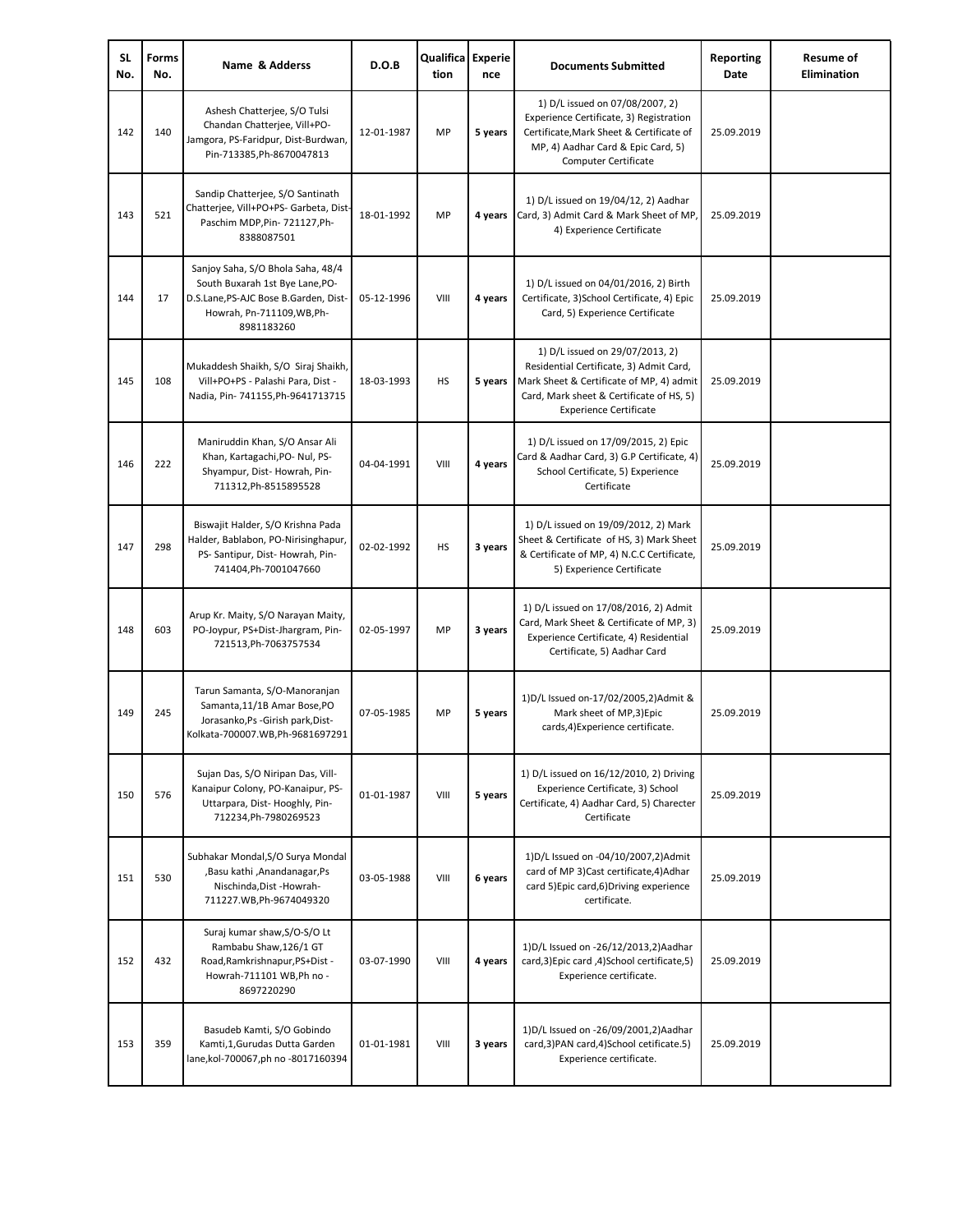| SL No. | Forms No. | Name & Adderss | D.O.B | Qualification | Experience | Documents Submitted | Reporting Date | Resume of Elimination |
|---|---|---|---|---|---|---|---|---|
| 142 | 140 | Ashesh Chatterjee, S/O Tulsi Chandan Chatterjee, Vill+PO-Jamgora, PS-Faridpur, Dist-Burdwan, Pin-713385,Ph-8670047813 | 12-01-1987 | MP | **5 years** | 1) D/L issued on 07/08/2007, 2) Experience Certificate, 3) Registration Certificate,Mark Sheet & Certificate of MP, 4) Aadhar Card & Epic Card, 5) Computer Certificate | 25.09.2019 | |
| 143 | 521 | Sandip Chatterjee, S/O Santinath Chatterjee, Vill+PO+PS- Garbeta, Dist-Paschim MDP,Pin- 721127,Ph-8388087501 | 18-01-1992 | MP | **4 years** | 1) D/L issued on 19/04/12, 2) Aadhar Card, 3) Admit Card & Mark Sheet of MP, 4) Experience Certificate | 25.09.2019 | |
| 144 | 17 | Sanjoy Saha, S/O Bhola Saha, 48/4 South Buxarah 1st Bye Lane,PO-D.S.Lane,PS-AJC Bose B.Garden, Dist-Howrah, Pn-711109,WB,Ph-8981183260 | 05-12-1996 | VIII | **4 years** | 1) D/L issued on 04/01/2016, 2) Birth Certificate, 3)School Certificate, 4) Epic Card, 5) Experience Certificate | 25.09.2019 | |
| 145 | 108 | Mukaddesh Shaikh, S/O Siraj Shaikh, Vill+PO+PS - Palashi Para, Dist - Nadia, Pin- 741155,Ph-9641713715 | 18-03-1993 | HS | **5 years** | 1) D/L issued on 29/07/2013, 2) Residential Certificate, 3) Admit Card, Mark Sheet & Certificate of MP, 4) admit Card, Mark sheet & Certificate of HS, 5) Experience Certificate | 25.09.2019 | |
| 146 | 222 | Maniruddin Khan, S/O Ansar Ali Khan, Kartagachi,PO- Nul, PS-Shyampur, Dist- Howrah, Pin-711312,Ph-8515895528 | 04-04-1991 | VIII | **4 years** | 1) D/L issued on 17/09/2015, 2) Epic Card & Aadhar Card, 3) G.P Certificate, 4) School Certificate, 5) Experience Certificate | 25.09.2019 | |
| 147 | 298 | Biswajit Halder, S/O Krishna Pada Halder, Bablabon, PO-Nirisinghapur, PS- Santipur, Dist- Howrah, Pin-741404,Ph-7001047660 | 02-02-1992 | HS | **3 years** | 1) D/L issued on 19/09/2012, 2) Mark Sheet & Certificate of HS, 3) Mark Sheet & Certificate of MP, 4) N.C.C Certificate, 5) Experience Certificate | 25.09.2019 | |
| 148 | 603 | Arup Kr. Maity, S/O Narayan Maity, PO-Joypur, PS+Dist-Jhargram, Pin-721513,Ph-7063757534 | 02-05-1997 | MP | **3 years** | 1) D/L issued on 17/08/2016, 2) Admit Card, Mark Sheet & Certificate of MP, 3) Experience Certificate, 4) Residential Certificate, 5) Aadhar Card | 25.09.2019 | |
| 149 | 245 | Tarun Samanta, S/O-Manoranjan Samanta,11/1B Amar Bose,PO Jorasanko,Ps -Girish park,Dist-Kolkata-700007.WB,Ph-9681697291 | 07-05-1985 | MP | **5 years** | 1)D/L Issued on-17/02/2005,2)Admit & Mark sheet of MP,3)Epic cards,4)Experience certificate. | 25.09.2019 | |
| 150 | 576 | Sujan Das, S/O Niripan Das, Vill-Kanaipur Colony, PO-Kanaipur, PS-Uttarpara, Dist- Hooghly, Pin-712234,Ph-7980269523 | 01-01-1987 | VIII | **5 years** | 1) D/L issued on 16/12/2010, 2) Driving Experience Certificate, 3) School Certificate, 4) Aadhar Card, 5) Charecter Certificate | 25.09.2019 | |
| 151 | 530 | Subhakar Mondal,S/O Surya Mondal ,Basu kathi ,Anandanagar,Ps Nischinda,Dist -Howrah-711227.WB,Ph-9674049320 | 03-05-1988 | VIII | **6 years** | 1)D/L Issued on -04/10/2007,2)Admit card of MP 3)Cast certificate,4)Adhar card 5)Epic card,6)Driving experience certificate. | 25.09.2019 | |
| 152 | 432 | Suraj kumar shaw,S/O-S/O Lt Rambabu Shaw,126/1 GT Road,Ramkrishnapur,PS+Dist -Howrah-711101 WB,Ph no -8697220290 | 03-07-1990 | VIII | **4 years** | 1)D/L Issued on -26/12/2013,2)Aadhar card,3)Epic card ,4)School certificate,5) Experience certificate. | 25.09.2019 | |
| 153 | 359 | Basudeb Kamti, S/O Gobindo Kamti,1,Gurudas Dutta Garden lane,kol-700067,ph no -8017160394 | 01-01-1981 | VIII | **3 years** | 1)D/L Issued on -26/09/2001,2)Aadhar card,3)PAN card,4)School cetificate.5) Experience certificate. | 25.09.2019 | |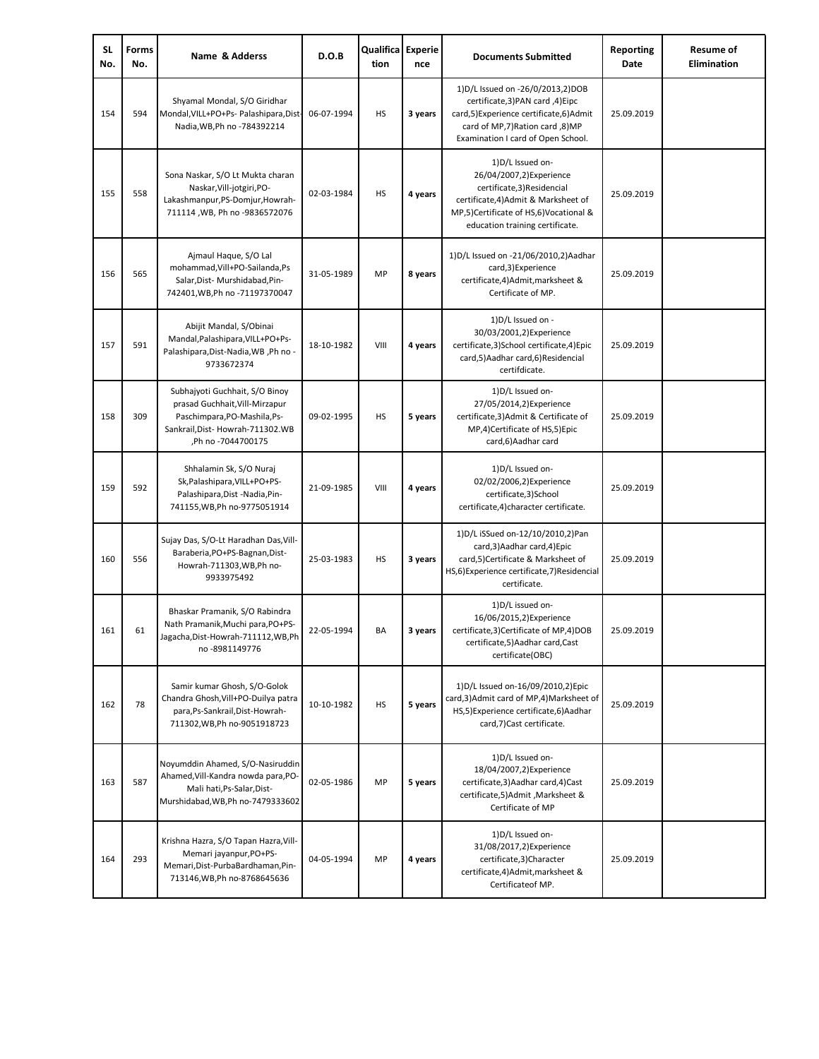| SL No. | Forms No. | Name & Adderss | D.O.B | Qualification | Experience | Documents Submitted | Reporting Date | Resume of Elimination |
|---|---|---|---|---|---|---|---|---|
| 154 | 594 | Shyamal Mondal, S/O Giridhar Mondal,VILL+PO+Ps- Palashipara,Dist-Nadia,WB,Ph no -784392214 | 06-07-1994 | HS | 3 years | 1)D/L Issued on -26/0/2013,2)DOB certificate,3)PAN card ,4)Eipc card,5)Experience certificate,6)Admit card of MP,7)Ration card ,8)MP Examination I card of Open School. | 25.09.2019 | |
| 155 | 558 | Sona Naskar, S/O Lt Mukta charan Naskar,Vill-jotgiri,PO-Lakashmanpur,PS-Domjur,Howrah-711114 ,WB, Ph no -9836572076 | 02-03-1984 | HS | 4 years | 1)D/L Issued on-26/04/2007,2)Experience certificate,3)Residencial certificate,4)Admit & Marksheet of MP,5)Certificate of HS,6)Vocational & education training certificate. | 25.09.2019 | |
| 156 | 565 | Ajmaul Haque, S/O Lal mohammad,Vill+PO-Sailanda,Ps Salar,Dist- Murshidabad,Pin-742401,WB,Ph no -71197370047 | 31-05-1989 | MP | 8 years | 1)D/L Issued on -21/06/2010,2)Aadhar card,3)Experience certificate,4)Admit,marksheet & Certificate of MP. | 25.09.2019 | |
| 157 | 591 | Abijit Mandal, S/Obinai Mandal,Palashipara,VILL+PO+Ps-Palashipara,Dist-Nadia,WB ,Ph no -9733672374 | 18-10-1982 | VIII | 4 years | 1)D/L Issued on -30/03/2001,2)Experience certificate,3)School certificate,4)Epic card,5)Aadhar card,6)Residencial certifdicate. | 25.09.2019 | |
| 158 | 309 | Subhajyoti Guchhait, S/O Binoy prasad Guchhait,Vill-Mirzapur Paschimpara,PO-Mashila,Ps-Sankrail,Dist- Howrah-711302.WB ,Ph no -7044700175 | 09-02-1995 | HS | 5 years | 1)D/L Issued on-27/05/2014,2)Experience certificate,3)Admit & Certificate of MP,4)Certificate of HS,5)Epic card,6)Aadhar card | 25.09.2019 | |
| 159 | 592 | Shhalamin Sk, S/O Nuraj Sk,Palashipara,VILL+PO+PS-Palashipara,Dist -Nadia,Pin-741155,WB,Ph no-9775051914 | 21-09-1985 | VIII | 4 years | 1)D/L Issued on-02/02/2006,2)Experience certificate,3)School certificate,4)character certificate. | 25.09.2019 | |
| 160 | 556 | Sujay Das, S/O-Lt Haradhan Das,Vill-Baraberia,PO+PS-Bagnan,Dist-Howrah-711303,WB,Ph no-9933975492 | 25-03-1983 | HS | 3 years | 1)D/L iSSued on-12/10/2010,2)Pan card,3)Aadhar card,4)Epic card,5)Certificate & Marksheet of HS,6)Experience certificate,7)Residencial certificate. | 25.09.2019 | |
| 161 | 61 | Bhaskar Pramanik, S/O Rabindra Nath Pramanik,Muchi para,PO+PS-Jagacha,Dist-Howrah-711112,WB,Ph no -8981149776 | 22-05-1994 | BA | 3 years | 1)D/L issued on-16/06/2015,2)Experience certificate,3)Certificate of MP,4)DOB certificate,5)Aadhar card,Cast certificate(OBC) | 25.09.2019 | |
| 162 | 78 | Samir kumar Ghosh, S/O-Golok Chandra Ghosh,Vill+PO-Duilya patra para,Ps-Sankrail,Dist-Howrah-711302,WB,Ph no-9051918723 | 10-10-1982 | HS | 5 years | 1)D/L Issued on-16/09/2010,2)Epic card,3)Admit card of MP,4)Marksheet of HS,5)Experience certificate,6)Aadhar card,7)Cast certificate. | 25.09.2019 | |
| 163 | 587 | Noyumddin Ahamed, S/O-Nasiruddin Ahamed,Vill-Kandra nowda para,PO-Mali hati,Ps-Salar,Dist-Murshidabad,WB,Ph no-7479333602 | 02-05-1986 | MP | 5 years | 1)D/L Issued on-18/04/2007,2)Experience certificate,3)Aadhar card,4)Cast certificate,5)Admit ,Marksheet & Certificate of MP | 25.09.2019 | |
| 164 | 293 | Krishna Hazra, S/O Tapan Hazra,Vill-Memari jayanpur,PO+PS-Memari,Dist-PurbaBardhaman,Pin-713146,WB,Ph no-8768645636 | 04-05-1994 | MP | 4 years | 1)D/L Issued on-31/08/2017,2)Experience certificate,3)Character certificate,4)Admit,marksheet & Certificateof MP. | 25.09.2019 | |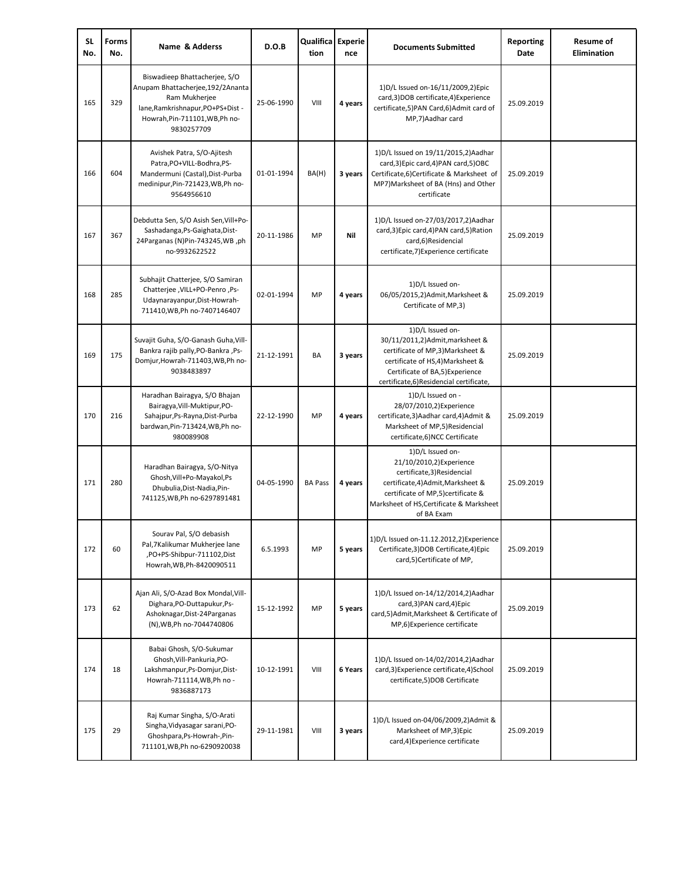| SL No. | Forms No. | Name & Adderss | D.O.B | Qualification | Experience | Documents Submitted | Reporting Date | Resume of Elimination |
|---|---|---|---|---|---|---|---|---|
| 165 | 329 | Biswadieep Bhattacherjee, S/O Anupam Bhattacherjee,192/2Ananta Ram Mukherjee lane,Ramkrishnapur,PO+PS+Dist -Howrah,Pin-711101,WB,Ph no-9830257709 | 25-06-1990 | VIII | **4 years** | 1)D/L Issued on-16/11/2009,2)Epic card,3)DOB certificate,4)Experience certificate,5)PAN Card,6)Admit card of MP,7)Aadhar card | 25.09.2019 | |
| 166 | 604 | Avishek Patra, S/O-Ajitesh Patra,PO+VILL-Bodhra,PS-Mandermuni (Castal),Dist-Purba medinipur,Pin-721423,WB,Ph no-9564956610 | 01-01-1994 | BA(H) | **3 years** | 1)D/L Issued on 19/11/2015,2)Aadhar card,3)Epic card,4)PAN card,5)OBC Certificate,6)Certificate & Marksheet of MP7)Marksheet of BA (Hns) and Other certificate | 25.09.2019 | |
| 167 | 367 | Debdutta Sen, S/O Asish Sen,Vill+Po-Sashadanga,Ps-Gaighata,Dist-24Parganas (N)Pin-743245,WB ,ph no-9932622522 | 20-11-1986 | MP | **Nil** | 1)D/L Issued on-27/03/2017,2)Aadhar card,3)Epic card,4)PAN card,5)Ration card,6)Residencial certificate,7)Experience certificate | 25.09.2019 | |
| 168 | 285 | Subhajit Chatterjee, S/O Samiran Chatterjee ,VILL+PO-Penro ,Ps-Udaynarayanpur,Dist-Howrah-711410,WB,Ph no-7407146407 | 02-01-1994 | MP | **4 years** | 1)D/L Issued on-06/05/2015,2)Admit,Marksheet & Certificate of MP,3) | 25.09.2019 | |
| 169 | 175 | Suvajit Guha, S/O-Ganash Guha,Vill-Bankra rajib pally,PO-Bankra ,Ps-Domjur,Howrah-711403,WB,Ph no-9038483897 | 21-12-1991 | BA | **3 years** | 1)D/L Issued on-30/11/2011,2)Admit,marksheet & certificate of MP,3)Marksheet & certificate of HS,4)Marksheet & Certificate of BA,5)Experience certificate,6)Residencial certificate, | 25.09.2019 | |
| 170 | 216 | Haradhan Bairagya, S/O Bhajan Bairagya,Vill-Muktipur,PO-Sahajpur,Ps-Rayna,Dist-Purba bardwan,Pin-713424,WB,Ph no-980089908 | 22-12-1990 | MP | **4 years** | 1)D/L Issued on -28/07/2010,2)Experience certificate,3)Aadhar card,4)Admit & Marksheet of MP,5)Residencial certificate,6)NCC Certificate | 25.09.2019 | |
| 171 | 280 | Haradhan Bairagya, S/O-Nitya Ghosh,Vill+Po-Mayakol,Ps Dhubulia,Dist-Nadia,Pin-741125,WB,Ph no-6297891481 | 04-05-1990 | BA Pass | **4 years** | 1)D/L Issued on-21/10/2010,2)Experience certificate,3)Residencial certificate,4)Admit,Marksheet & certificate of MP,5)certificate & Marksheet of HS,Certificate & Marksheet of BA Exam | 25.09.2019 | |
| 172 | 60 | Sourav Pal, S/O debasish Pal,7Kalikumar Mukherjee lane ,PO+PS-Shibpur-711102,Dist Howrah,WB,Ph-8420090511 | 6.5.1993 | MP | **5 years** | 1)D/L Issued on-11.12.2012,2)Experience Certificate,3)DOB Certificate,4)Epic card,5)Certificate of MP, | 25.09.2019 | |
| 173 | 62 | Ajan Ali, S/O-Azad Box Mondal,Vill-Dighara,PO-Duttapukur,Ps-Ashoknagar,Dist-24Parganas (N),WB,Ph no-7044740806 | 15-12-1992 | MP | **5 years** | 1)D/L Issued on-14/12/2014,2)Aadhar card,3)PAN card,4)Epic card,5)Admit,Marksheet & Certificate of MP,6)Experience certificate | 25.09.2019 | |
| 174 | 18 | Babai Ghosh, S/O-Sukumar Ghosh,Vill-Pankuria,PO-Lakshmanpur,Ps-Domjur,Dist-Howrah-711114,WB,Ph no -9836887173 | 10-12-1991 | VIII | **6 Years** | 1)D/L Issued on-14/02/2014,2)Aadhar card,3)Experience certificate,4)School certificate,5)DOB Certificate | 25.09.2019 | |
| 175 | 29 | Raj Kumar Singha, S/O-Arati Singha,Vidyasagar sarani,PO-Ghoshpara,Ps-Howrah-,Pin-711101,WB,Ph no-6290920038 | 29-11-1981 | VIII | **3 years** | 1)D/L Issued on-04/06/2009,2)Admit & Marksheet of MP,3)Epic card,4)Experience certificate | 25.09.2019 | |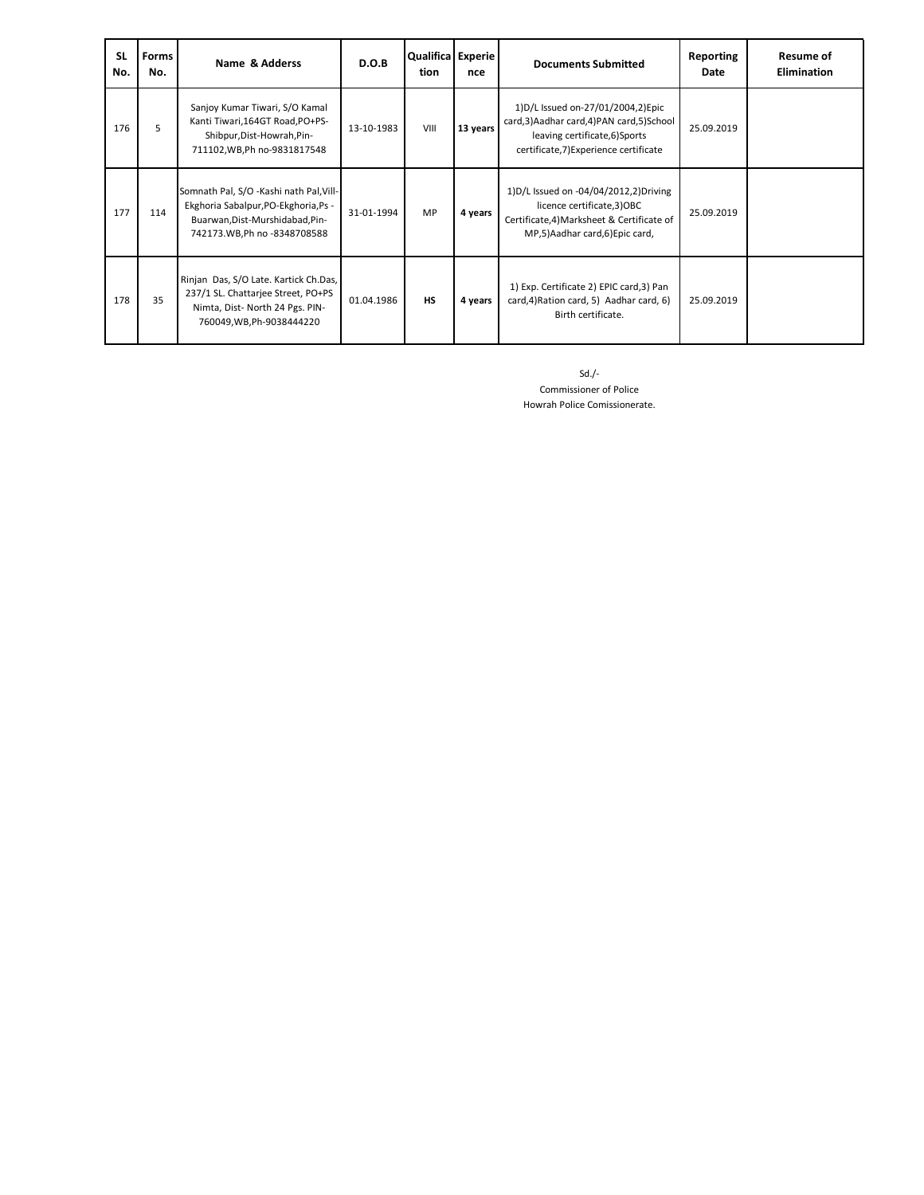| SL No. | Forms No. | Name & Adderss | D.O.B | Qualification | Experience | Documents Submitted | Reporting Date | Resume of Elimination |
|---|---|---|---|---|---|---|---|---|
| 176 | 5 | Sanjoy Kumar Tiwari, S/O Kamal Kanti Tiwari,164GT Road,PO+PS-Shibpur,Dist-Howrah,Pin-711102,WB,Ph no-9831817548 | 13-10-1983 | VIII | **13 years** | 1)D/L Issued on-27/01/2004,2)Epic card,3)Aadhar card,4)PAN card,5)School leaving certificate,6)Sports certificate,7)Experience certificate | 25.09.2019 | |
| 177 | 114 | Somnath Pal, S/O -Kashi nath Pal,Vill-Ekghoria Sabalpur,PO-Ekghoria,Ps -Buarwan,Dist-Murshidabad,Pin-742173.WB,Ph no -8348708588 | 31-01-1994 | MP | **4 years** | 1)D/L Issued on -04/04/2012,2)Driving licence certificate,3)OBC Certificate,4)Marksheet & Certificate of MP,5)Aadhar card,6)Epic card, | 25.09.2019 | |
| 178 | 35 | Rinjan Das, S/O Late. Kartick Ch.Das, 237/1 SL. Chattarjee Street, PO+PS Nimta, Dist- North 24 Pgs. PIN-760049,WB,Ph-9038444220 | 01.04.1986 | **HS** | **4 years** | 1) Exp. Certificate 2) EPIC card,3) Pan card,4)Ration card, 5) Aadhar card, 6) Birth certificate. | 25.09.2019 | |

Sd./-
Commissioner of Police
Howrah Police Comissionerate.